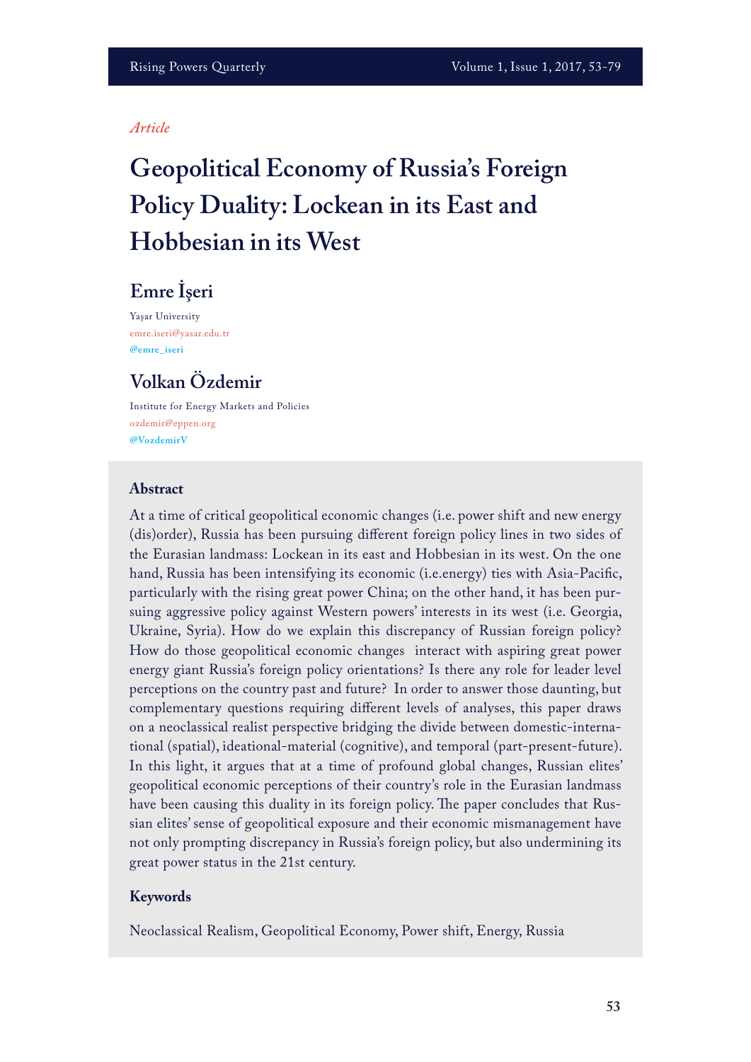*Article*

# Geopolitical Economy of Russia's Foreign Policy Duality: Lockean in its East and Hobbesian in its West

## Emre İşeri

Yaşar University
emre.iseri@yasar.edu.tr
@emre_iseri

## Volkan Özdemir

Institute for Energy Markets and Policies
ozdemir@eppen.org
@VozdemirV

### Abstract

At a time of critical geopolitical economic changes (i.e. power shift and new energy (dis)order), Russia has been pursuing different foreign policy lines in two sides of the Eurasian landmass: Lockean in its east and Hobbesian in its west. On the one hand, Russia has been intensifying its economic (i.e.energy) ties with Asia-Pacific, particularly with the rising great power China; on the other hand, it has been pursuing aggressive policy against Western powers' interests in its west (i.e. Georgia, Ukraine, Syria). How do we explain this discrepancy of Russian foreign policy? How do those geopolitical economic changes interact with aspiring great power energy giant Russia's foreign policy orientations? Is there any role for leader level perceptions on the country past and future? In order to answer those daunting, but complementary questions requiring different levels of analyses, this paper draws on a neoclassical realist perspective bridging the divide between domestic-international (spatial), ideational-material (cognitive), and temporal (part-present-future). In this light, it argues that at a time of profound global changes, Russian elites' geopolitical economic perceptions of their country's role in the Eurasian landmass have been causing this duality in its foreign policy. The paper concludes that Russian elites' sense of geopolitical exposure and their economic mismanagement have not only prompting discrepancy in Russia's foreign policy, but also undermining its great power status in the 21st century.

### Keywords

Neoclassical Realism, Geopolitical Economy, Power shift, Energy, Russia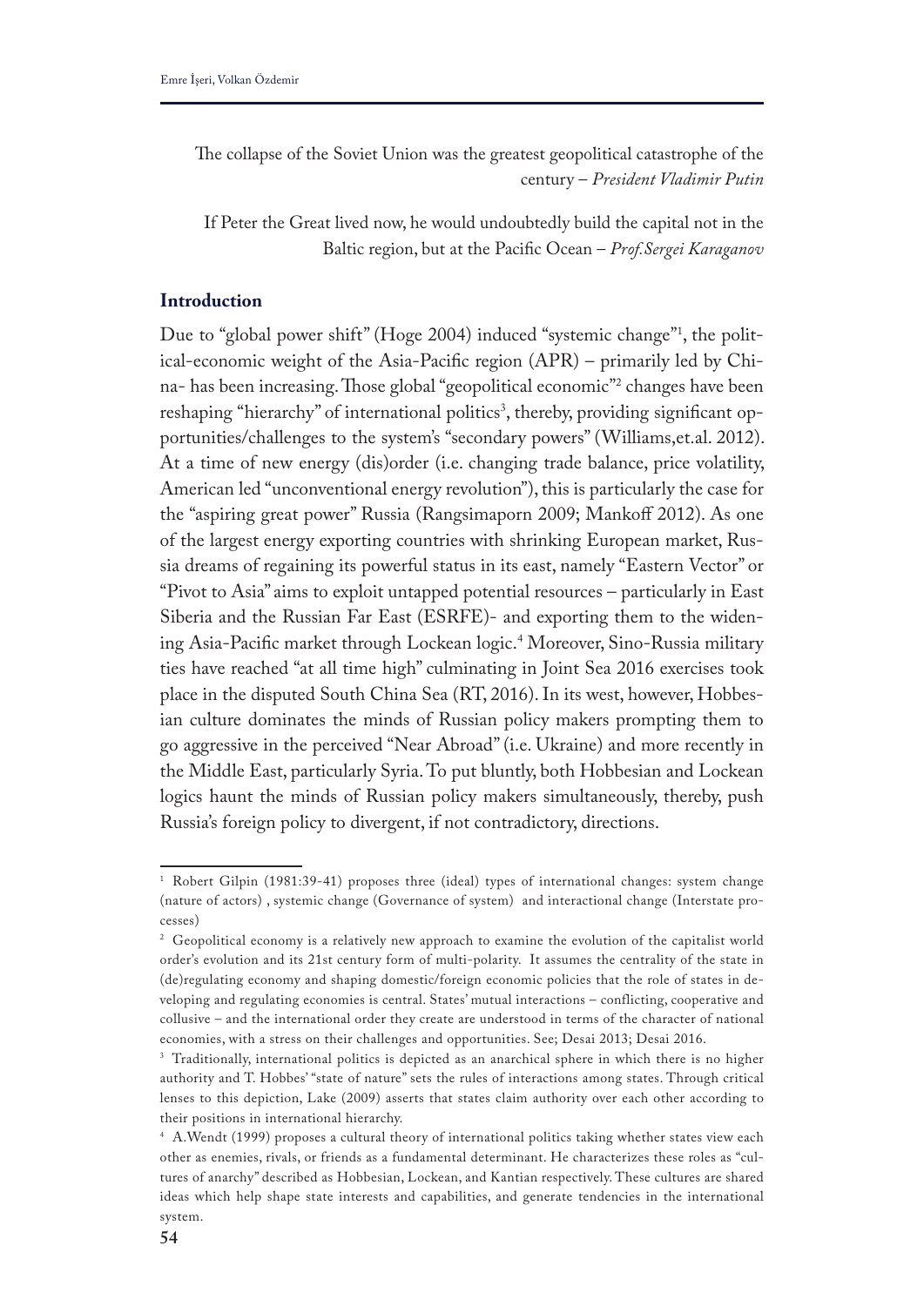The collapse of the Soviet Union was the greatest geopolitical catastrophe of the century – *President Vladimir Putin*

If Peter the Great lived now, he would undoubtedly build the capital not in the Baltic region, but at the Pacific Ocean – *Prof.Sergei Karaganov*

## Introduction

Due to "global power shift" (Hoge 2004) induced "systemic change"[1], the political-economic weight of the Asia-Pacific region (APR) – primarily led by China- has been increasing. Those global "geopolitical economic"[2] changes have been reshaping "hierarchy" of international politics[3], thereby, providing significant opportunities/challenges to the system's "secondary powers" (Williams,et.al. 2012). At a time of new energy (dis)order (i.e. changing trade balance, price volatility, American led "unconventional energy revolution"), this is particularly the case for the "aspiring great power" Russia (Rangsimaporn 2009; Mankoff 2012). As one of the largest energy exporting countries with shrinking European market, Russia dreams of regaining its powerful status in its east, namely "Eastern Vector" or "Pivot to Asia" aims to exploit untapped potential resources – particularly in East Siberia and the Russian Far East (ESRFE)- and exporting them to the widening Asia-Pacific market through Lockean logic.[4] Moreover, Sino-Russia military ties have reached "at all time high" culminating in Joint Sea 2016 exercises took place in the disputed South China Sea (RT, 2016). In its west, however, Hobbesian culture dominates the minds of Russian policy makers prompting them to go aggressive in the perceived "Near Abroad" (i.e. Ukraine) and more recently in the Middle East, particularly Syria. To put bluntly, both Hobbesian and Lockean logics haunt the minds of Russian policy makers simultaneously, thereby, push Russia's foreign policy to divergent, if not contradictory, directions.

---

[1] Robert Gilpin (1981:39-41) proposes three (ideal) types of international changes: system change (nature of actors) , systemic change (Governance of system) and interactional change (Interstate processes)

[2] Geopolitical economy is a relatively new approach to examine the evolution of the capitalist world order's evolution and its 21st century form of multi-polarity. It assumes the centrality of the state in (de)regulating economy and shaping domestic/foreign economic policies that the role of states in developing and regulating economies is central. States' mutual interactions – conflicting, cooperative and collusive – and the international order they create are understood in terms of the character of national economies, with a stress on their challenges and opportunities. See; Desai 2013; Desai 2016.

[3] Traditionally, international politics is depicted as an anarchical sphere in which there is no higher authority and T. Hobbes' "state of nature" sets the rules of interactions among states. Through critical lenses to this depiction, Lake (2009) asserts that states claim authority over each other according to their positions in international hierarchy.

[4] A.Wendt (1999) proposes a cultural theory of international politics taking whether states view each other as enemies, rivals, or friends as a fundamental determinant. He characterizes these roles as "cultures of anarchy" described as Hobbesian, Lockean, and Kantian respectively. These cultures are shared ideas which help shape state interests and capabilities, and generate tendencies in the international system.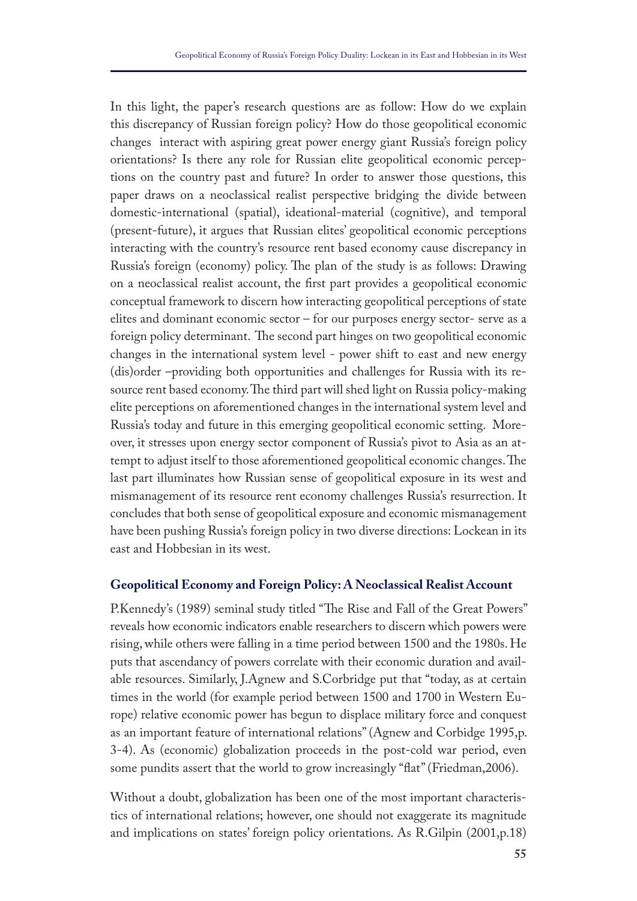In this light, the paper's research questions are as follow: How do we explain this discrepancy of Russian foreign policy? How do those geopolitical economic changes interact with aspiring great power energy giant Russia's foreign policy orientations? Is there any role for Russian elite geopolitical economic perceptions on the country past and future? In order to answer those questions, this paper draws on a neoclassical realist perspective bridging the divide between domestic-international (spatial), ideational-material (cognitive), and temporal (present-future), it argues that Russian elites' geopolitical economic perceptions interacting with the country's resource rent based economy cause discrepancy in Russia's foreign (economy) policy. The plan of the study is as follows: Drawing on a neoclassical realist account, the first part provides a geopolitical economic conceptual framework to discern how interacting geopolitical perceptions of state elites and dominant economic sector – for our purposes energy sector- serve as a foreign policy determinant. The second part hinges on two geopolitical economic changes in the international system level - power shift to east and new energy (dis)order –providing both opportunities and challenges for Russia with its resource rent based economy. The third part will shed light on Russia policy-making elite perceptions on aforementioned changes in the international system level and Russia's today and future in this emerging geopolitical economic setting. Moreover, it stresses upon energy sector component of Russia's pivot to Asia as an attempt to adjust itself to those aforementioned geopolitical economic changes. The last part illuminates how Russian sense of geopolitical exposure in its west and mismanagement of its resource rent economy challenges Russia's resurrection. It concludes that both sense of geopolitical exposure and economic mismanagement have been pushing Russia's foreign policy in two diverse directions: Lockean in its east and Hobbesian in its west.

## Geopolitical Economy and Foreign Policy: A Neoclassical Realist Account

P.Kennedy's (1989) seminal study titled "The Rise and Fall of the Great Powers" reveals how economic indicators enable researchers to discern which powers were rising, while others were falling in a time period between 1500 and the 1980s. He puts that ascendancy of powers correlate with their economic duration and available resources. Similarly, J.Agnew and S.Corbridge put that "today, as at certain times in the world (for example period between 1500 and 1700 in Western Europe) relative economic power has begun to displace military force and conquest as an important feature of international relations" (Agnew and Corbidge 1995,p. 3-4). As (economic) globalization proceeds in the post-cold war period, even some pundits assert that the world to grow increasingly "flat" (Friedman,2006).

Without a doubt, globalization has been one of the most important characteristics of international relations; however, one should not exaggerate its magnitude and implications on states' foreign policy orientations. As R.Gilpin (2001,p.18)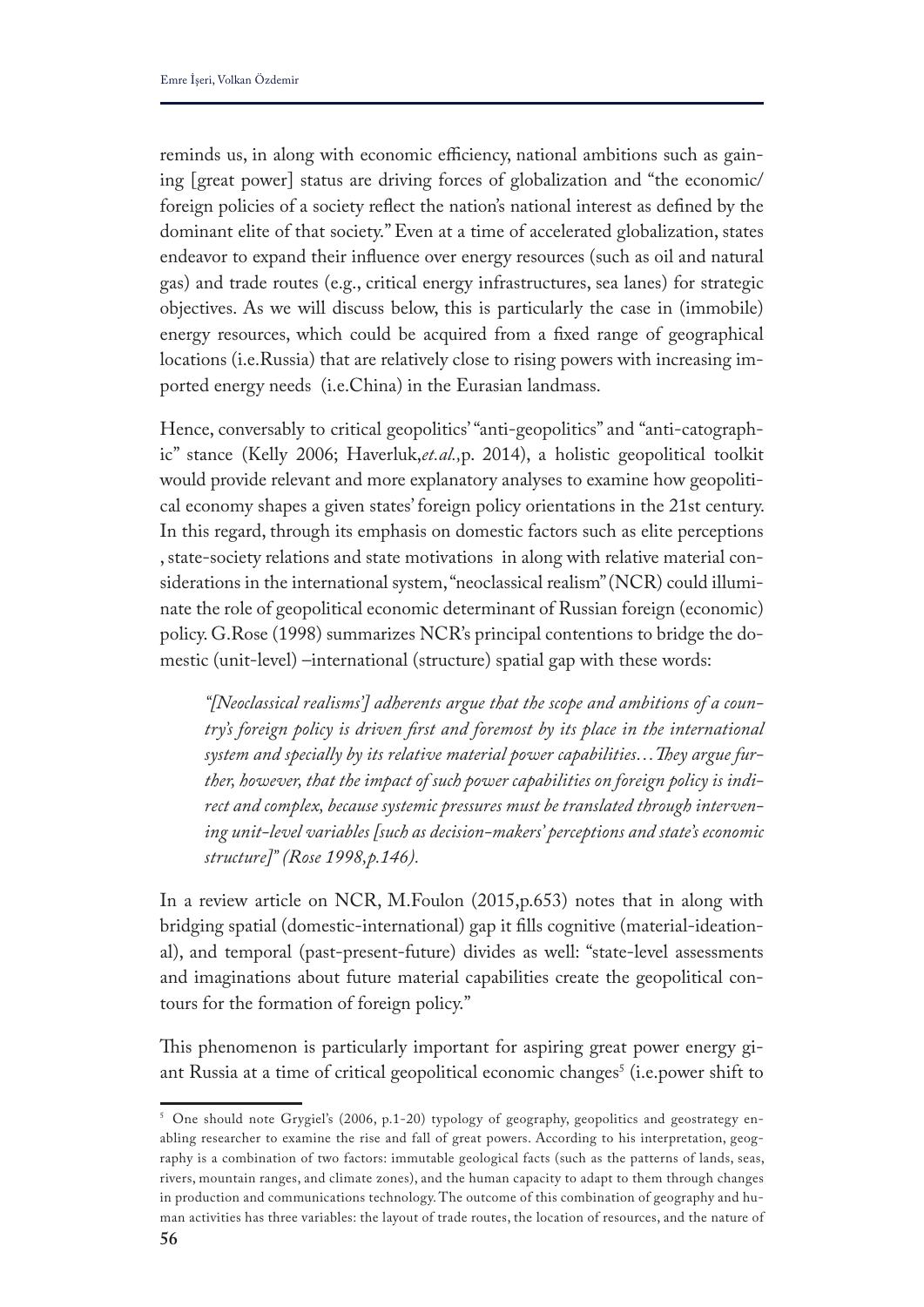reminds us, in along with economic efficiency, national ambitions such as gaining [great power] status are driving forces of globalization and "the economic/ foreign policies of a society reflect the nation's national interest as defined by the dominant elite of that society." Even at a time of accelerated globalization, states endeavor to expand their influence over energy resources (such as oil and natural gas) and trade routes (e.g., critical energy infrastructures, sea lanes) for strategic objectives. As we will discuss below, this is particularly the case in (immobile) energy resources, which could be acquired from a fixed range of geographical locations (i.e.Russia) that are relatively close to rising powers with increasing imported energy needs (i.e.China) in the Eurasian landmass.

Hence, conversably to critical geopolitics' "anti-geopolitics" and "anti-catographic" stance (Kelly 2006; Haverluk,*et.al.,*p. 2014), a holistic geopolitical toolkit would provide relevant and more explanatory analyses to examine how geopolitical economy shapes a given states' foreign policy orientations in the 21st century. In this regard, through its emphasis on domestic factors such as elite perceptions , state-society relations and state motivations in along with relative material considerations in the international system, "neoclassical realism" (NCR) could illuminate the role of geopolitical economic determinant of Russian foreign (economic) policy. G.Rose (1998) summarizes NCR's principal contentions to bridge the domestic (unit-level) –international (structure) spatial gap with these words:

> *"[Neoclassical realisms'] adherents argue that the scope and ambitions of a country's foreign policy is driven first and foremost by its place in the international system and specially by its relative material power capabilities…They argue further, however, that the impact of such power capabilities on foreign policy is indirect and complex, because systemic pressures must be translated through intervening unit-level variables [such as decision-makers' perceptions and state's economic structure]" (Rose 1998,p.146).*

In a review article on NCR, M.Foulon (2015,p.653) notes that in along with bridging spatial (domestic-international) gap it fills cognitive (material-ideational), and temporal (past-present-future) divides as well: "state-level assessments and imaginations about future material capabilities create the geopolitical contours for the formation of foreign policy."

This phenomenon is particularly important for aspiring great power energy giant Russia at a time of critical geopolitical economic changes[5] (i.e.power shift to

[5] One should note Grygiel's (2006, p.1-20) typology of geography, geopolitics and geostrategy enabling researcher to examine the rise and fall of great powers. According to his interpretation, geography is a combination of two factors: immutable geological facts (such as the patterns of lands, seas, rivers, mountain ranges, and climate zones), and the human capacity to adapt to them through changes in production and communications technology. The outcome of this combination of geography and human activities has three variables: the layout of trade routes, the location of resources, and the nature of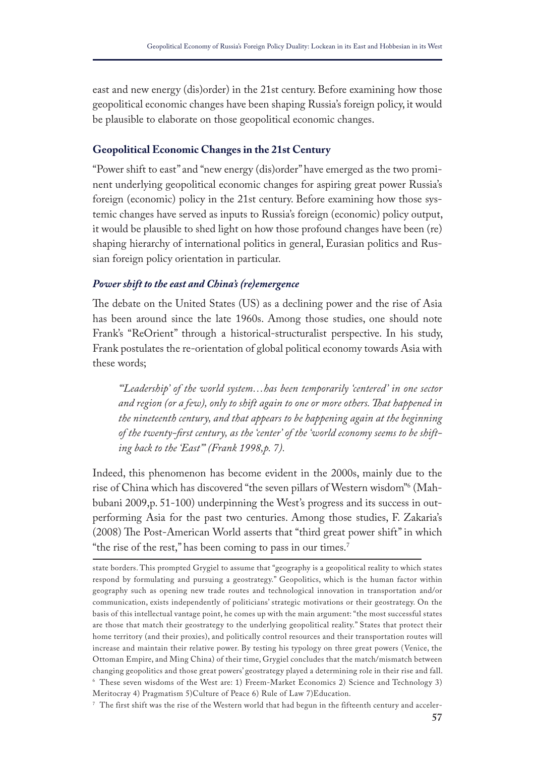east and new energy (dis)order in the 21st century. Before examining how those geopolitical economic changes have been shaping Russia's foreign policy, it would be plausible to elaborate on those geopolitical economic changes.

### Geopolitical Economic Changes in the 21st Century

"Power shift to east" and "new energy (dis)order" have emerged as the two prominent underlying geopolitical economic changes for aspiring great power Russia's foreign (economic) policy in the 21st century. Before examining how those systemic changes have served as inputs to Russia's foreign (economic) policy output, it would be plausible to shed light on how those profound changes have been (re) shaping hierarchy of international politics in general, Eurasian politics and Russian foreign policy orientation in particular.

#### *Power shift to the east and China's (re)emergence*

The debate on the United States (US) as a declining power and the rise of Asia has been around since the late 1960s. Among those studies, one should note Frank's "ReOrient" through a historical-structuralist perspective. In his study, Frank postulates the re-orientation of global political economy towards Asia with these words;

> *"'Leadership' of the world system…has been temporarily 'centered' in one sector and region (or a few), only to shift again to one or more others. That happened in the nineteenth century, and that appears to be happening again at the beginning of the twenty-first century, as the 'center' of the 'world economy seems to be shifting back to the 'East'" (Frank 1998,p. 7).*

Indeed, this phenomenon has become evident in the 2000s, mainly due to the rise of China which has discovered "the seven pillars of Western wisdom"[6] (Mahbubani 2009,p. 51-100) underpinning the West's progress and its success in outperforming Asia for the past two centuries. Among those studies, F. Zakaria's (2008) The Post-American World asserts that "third great power shift" in which "the rise of the rest," has been coming to pass in our times.[7]

---

state borders. This prompted Grygiel to assume that "geography is a geopolitical reality to which states respond by formulating and pursuing a geostrategy." Geopolitics, which is the human factor within geography such as opening new trade routes and technological innovation in transportation and/or communication, exists independently of politicians' strategic motivations or their geostrategy. On the basis of this intellectual vantage point, he comes up with the main argument: "the most successful states are those that match their geostrategy to the underlying geopolitical reality." States that protect their home territory (and their proxies), and politically control resources and their transportation routes will increase and maintain their relative power. By testing his typology on three great powers (Venice, the Ottoman Empire, and Ming China) of their time, Grygiel concludes that the match/mismatch between changing geopolitics and those great powers' geostrategy played a determining role in their rise and fall.

[6] These seven wisdoms of the West are: 1) Freem-Market Economics 2) Science and Technology 3) Meritocray 4) Pragmatism 5)Culture of Peace 6) Rule of Law 7)Education.

[7] The first shift was the rise of the Western world that had begun in the fifteenth century and acceler-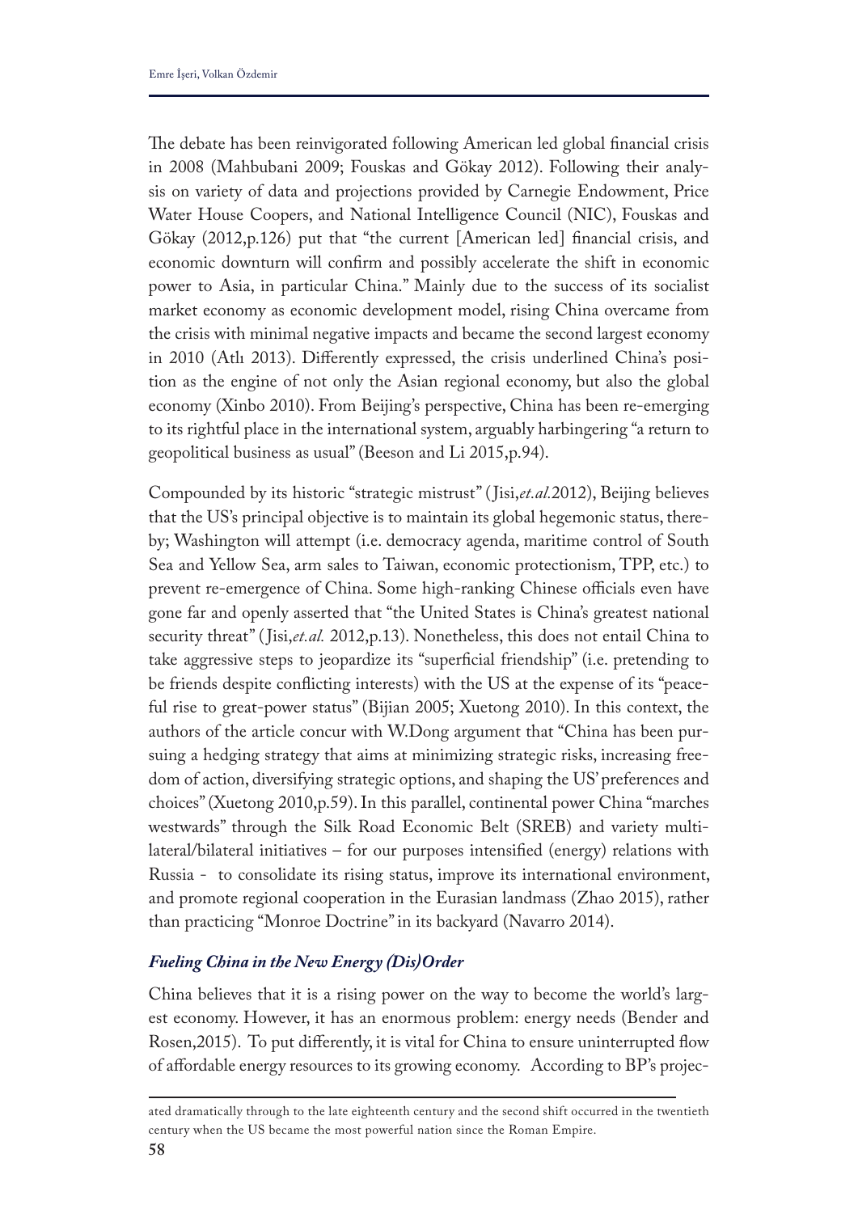The debate has been reinvigorated following American led global financial crisis in 2008 (Mahbubani 2009; Fouskas and Gökay 2012). Following their analysis on variety of data and projections provided by Carnegie Endowment, Price Water House Coopers, and National Intelligence Council (NIC), Fouskas and Gökay (2012,p.126) put that "the current [American led] financial crisis, and economic downturn will confirm and possibly accelerate the shift in economic power to Asia, in particular China." Mainly due to the success of its socialist market economy as economic development model, rising China overcame from the crisis with minimal negative impacts and became the second largest economy in 2010 (Atlı 2013). Differently expressed, the crisis underlined China's position as the engine of not only the Asian regional economy, but also the global economy (Xinbo 2010). From Beijing's perspective, China has been re-emerging to its rightful place in the international system, arguably harbingering "a return to geopolitical business as usual" (Beeson and Li 2015,p.94).

Compounded by its historic "strategic mistrust" (Jisi,*et.al.*2012), Beijing believes that the US's principal objective is to maintain its global hegemonic status, thereby; Washington will attempt (i.e. democracy agenda, maritime control of South Sea and Yellow Sea, arm sales to Taiwan, economic protectionism, TPP, etc.) to prevent re-emergence of China. Some high-ranking Chinese officials even have gone far and openly asserted that "the United States is China's greatest national security threat" (Jisi,*et.al.* 2012,p.13). Nonetheless, this does not entail China to take aggressive steps to jeopardize its "superficial friendship" (i.e. pretending to be friends despite conflicting interests) with the US at the expense of its "peaceful rise to great-power status" (Bijian 2005; Xuetong 2010). In this context, the authors of the article concur with W.Dong argument that "China has been pursuing a hedging strategy that aims at minimizing strategic risks, increasing freedom of action, diversifying strategic options, and shaping the US' preferences and choices" (Xuetong 2010,p.59). In this parallel, continental power China "marches westwards" through the Silk Road Economic Belt (SREB) and variety multilateral/bilateral initiatives – for our purposes intensified (energy) relations with Russia - to consolidate its rising status, improve its international environment, and promote regional cooperation in the Eurasian landmass (Zhao 2015), rather than practicing "Monroe Doctrine" in its backyard (Navarro 2014).

### *Fueling China in the New Energy (Dis)Order*

China believes that it is a rising power on the way to become the world's largest economy. However, it has an enormous problem: energy needs (Bender and Rosen,2015). To put differently, it is vital for China to ensure uninterrupted flow of affordable energy resources to its growing economy. According to BP's projec-

ated dramatically through to the late eighteenth century and the second shift occurred in the twentieth century when the US became the most powerful nation since the Roman Empire.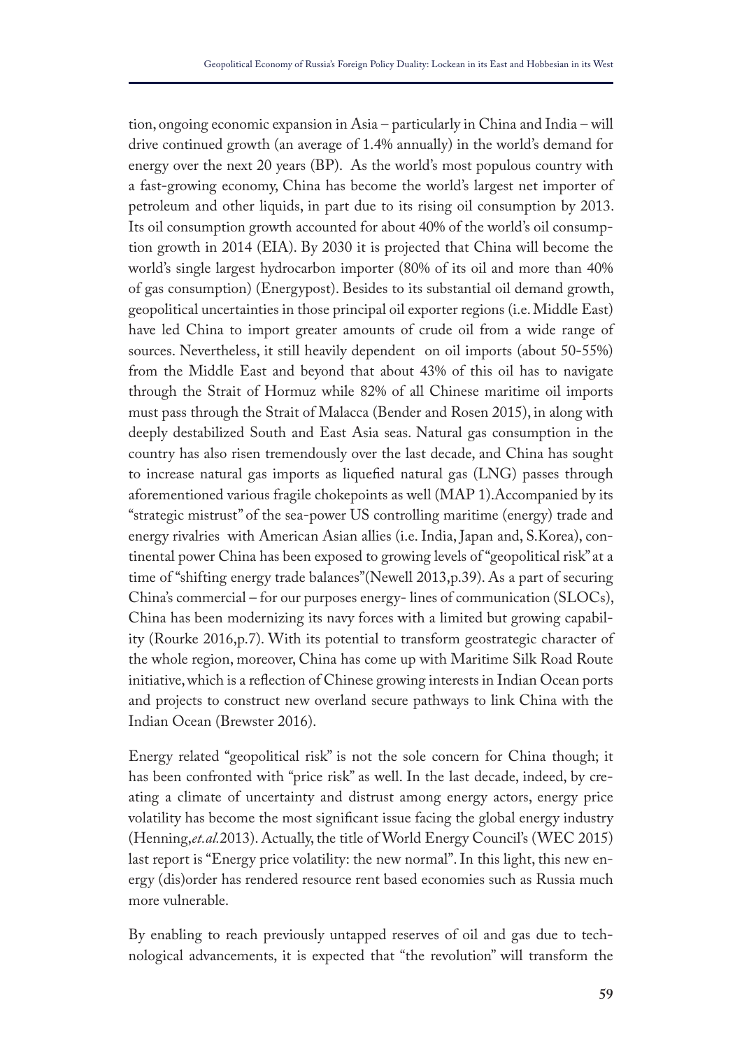tion, ongoing economic expansion in Asia – particularly in China and India – will drive continued growth (an average of 1.4% annually) in the world's demand for energy over the next 20 years (BP). As the world's most populous country with a fast-growing economy, China has become the world's largest net importer of petroleum and other liquids, in part due to its rising oil consumption by 2013. Its oil consumption growth accounted for about 40% of the world's oil consumption growth in 2014 (EIA). By 2030 it is projected that China will become the world's single largest hydrocarbon importer (80% of its oil and more than 40% of gas consumption) (Energypost). Besides to its substantial oil demand growth, geopolitical uncertainties in those principal oil exporter regions (i.e. Middle East) have led China to import greater amounts of crude oil from a wide range of sources. Nevertheless, it still heavily dependent on oil imports (about 50-55%) from the Middle East and beyond that about 43% of this oil has to navigate through the Strait of Hormuz while 82% of all Chinese maritime oil imports must pass through the Strait of Malacca (Bender and Rosen 2015), in along with deeply destabilized South and East Asia seas. Natural gas consumption in the country has also risen tremendously over the last decade, and China has sought to increase natural gas imports as liquefied natural gas (LNG) passes through aforementioned various fragile chokepoints as well (MAP 1).Accompanied by its "strategic mistrust" of the sea-power US controlling maritime (energy) trade and energy rivalries with American Asian allies (i.e. India, Japan and, S.Korea), continental power China has been exposed to growing levels of "geopolitical risk" at a time of "shifting energy trade balances"(Newell 2013,p.39). As a part of securing China's commercial – for our purposes energy- lines of communication (SLOCs), China has been modernizing its navy forces with a limited but growing capability (Rourke 2016,p.7). With its potential to transform geostrategic character of the whole region, moreover, China has come up with Maritime Silk Road Route initiative, which is a reflection of Chinese growing interests in Indian Ocean ports and projects to construct new overland secure pathways to link China with the Indian Ocean (Brewster 2016).

Energy related "geopolitical risk" is not the sole concern for China though; it has been confronted with "price risk" as well. In the last decade, indeed, by creating a climate of uncertainty and distrust among energy actors, energy price volatility has become the most significant issue facing the global energy industry (Henning,*et.al.*2013). Actually, the title of World Energy Council's (WEC 2015) last report is "Energy price volatility: the new normal". In this light, this new energy (dis)order has rendered resource rent based economies such as Russia much more vulnerable.

By enabling to reach previously untapped reserves of oil and gas due to technological advancements, it is expected that "the revolution" will transform the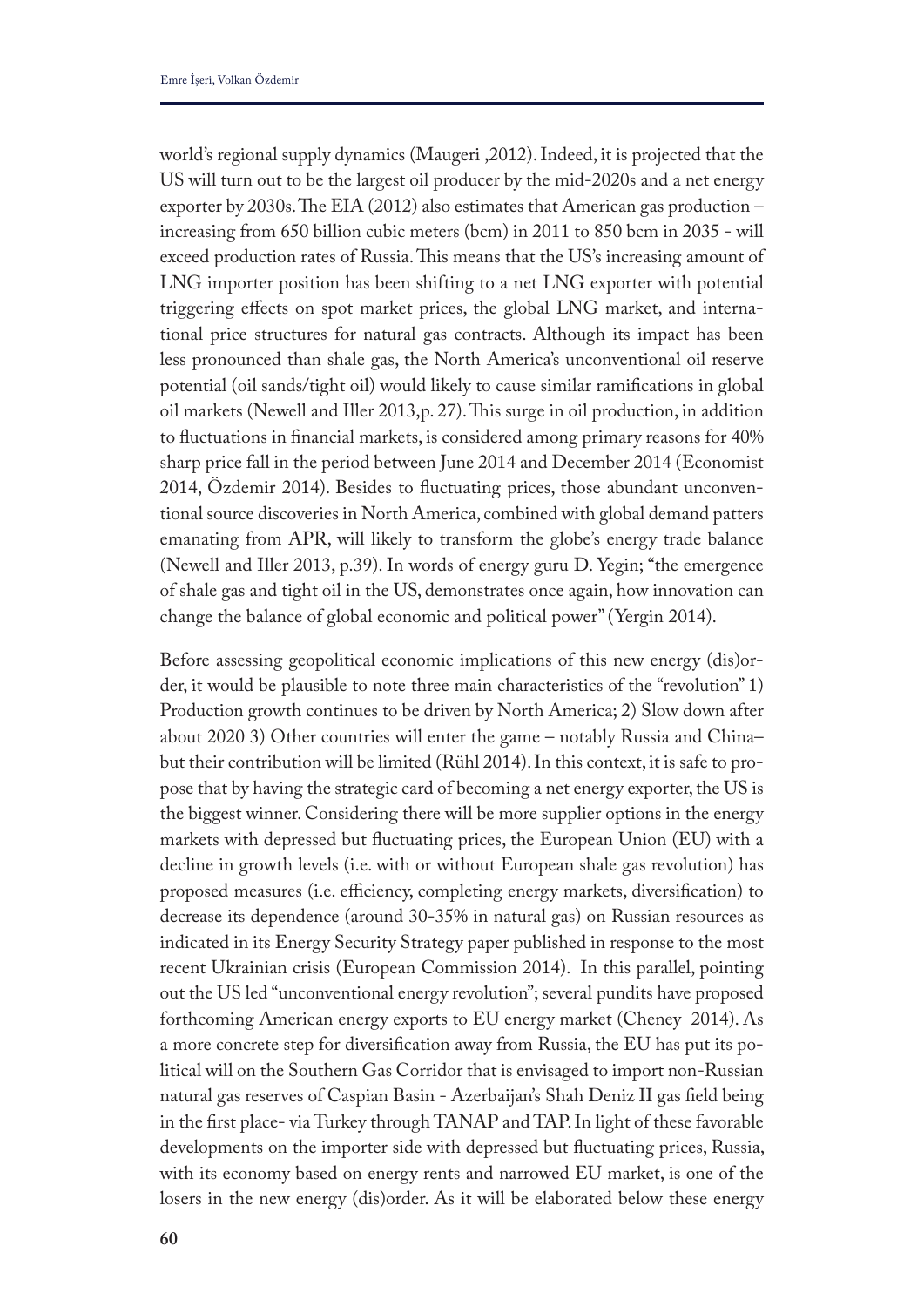world's regional supply dynamics (Maugeri ,2012). Indeed, it is projected that the US will turn out to be the largest oil producer by the mid-2020s and a net energy exporter by 2030s. The EIA (2012) also estimates that American gas production – increasing from 650 billion cubic meters (bcm) in 2011 to 850 bcm in 2035 - will exceed production rates of Russia. This means that the US's increasing amount of LNG importer position has been shifting to a net LNG exporter with potential triggering effects on spot market prices, the global LNG market, and international price structures for natural gas contracts. Although its impact has been less pronounced than shale gas, the North America's unconventional oil reserve potential (oil sands/tight oil) would likely to cause similar ramifications in global oil markets (Newell and Iller 2013,p. 27). This surge in oil production, in addition to fluctuations in financial markets, is considered among primary reasons for 40% sharp price fall in the period between June 2014 and December 2014 (Economist 2014, Özdemir 2014). Besides to fluctuating prices, those abundant unconventional source discoveries in North America, combined with global demand patters emanating from APR, will likely to transform the globe's energy trade balance (Newell and Iller 2013, p.39). In words of energy guru D. Yegin; "the emergence of shale gas and tight oil in the US, demonstrates once again, how innovation can change the balance of global economic and political power" (Yergin 2014).

Before assessing geopolitical economic implications of this new energy (dis)order, it would be plausible to note three main characteristics of the "revolution" 1) Production growth continues to be driven by North America; 2) Slow down after about 2020 3) Other countries will enter the game – notably Russia and China– but their contribution will be limited (Rühl 2014). In this context, it is safe to propose that by having the strategic card of becoming a net energy exporter, the US is the biggest winner. Considering there will be more supplier options in the energy markets with depressed but fluctuating prices, the European Union (EU) with a decline in growth levels (i.e. with or without European shale gas revolution) has proposed measures (i.e. efficiency, completing energy markets, diversification) to decrease its dependence (around 30-35% in natural gas) on Russian resources as indicated in its Energy Security Strategy paper published in response to the most recent Ukrainian crisis (European Commission 2014). In this parallel, pointing out the US led "unconventional energy revolution"; several pundits have proposed forthcoming American energy exports to EU energy market (Cheney 2014). As a more concrete step for diversification away from Russia, the EU has put its political will on the Southern Gas Corridor that is envisaged to import non-Russian natural gas reserves of Caspian Basin - Azerbaijan's Shah Deniz II gas field being in the first place- via Turkey through TANAP and TAP. In light of these favorable developments on the importer side with depressed but fluctuating prices, Russia, with its economy based on energy rents and narrowed EU market, is one of the losers in the new energy (dis)order. As it will be elaborated below these energy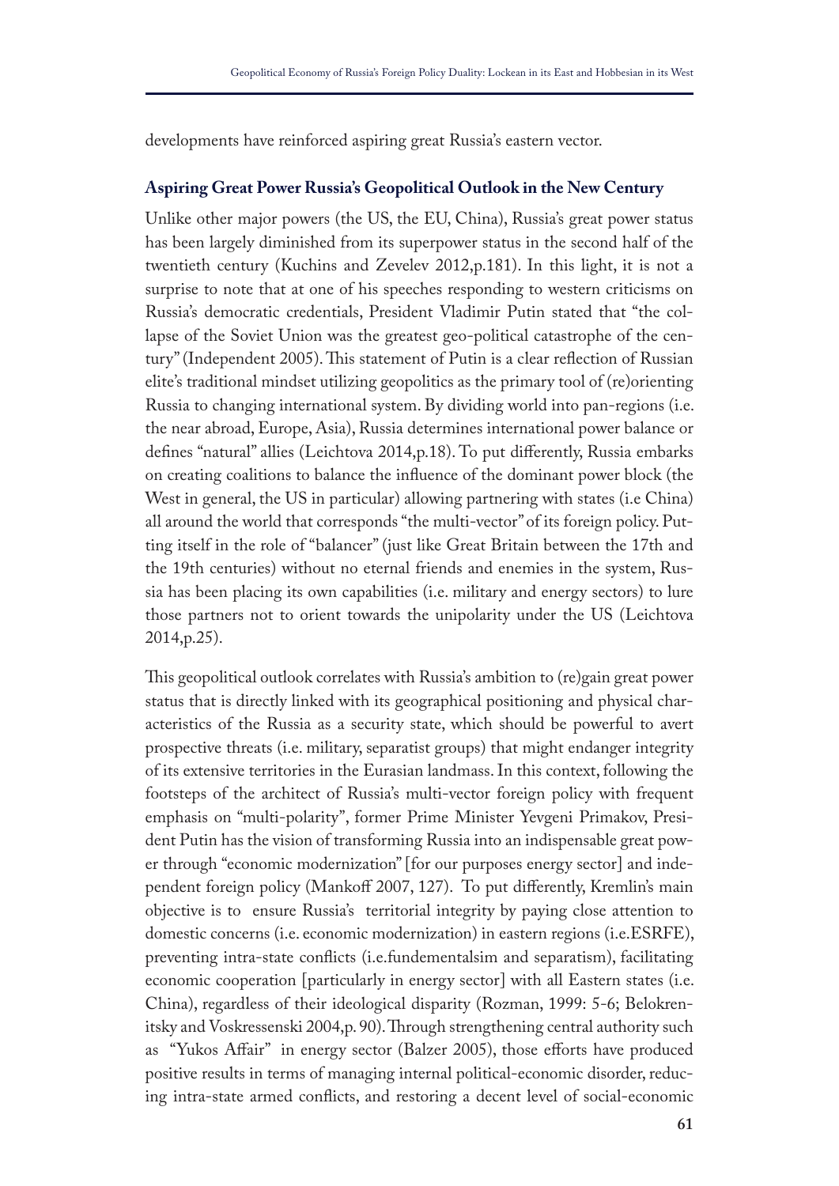developments have reinforced aspiring great Russia's eastern vector.

## Aspiring Great Power Russia's Geopolitical Outlook in the New Century

Unlike other major powers (the US, the EU, China), Russia's great power status has been largely diminished from its superpower status in the second half of the twentieth century (Kuchins and Zevelev 2012,p.181). In this light, it is not a surprise to note that at one of his speeches responding to western criticisms on Russia's democratic credentials, President Vladimir Putin stated that "the collapse of the Soviet Union was the greatest geo-political catastrophe of the century" (Independent 2005). This statement of Putin is a clear reflection of Russian elite's traditional mindset utilizing geopolitics as the primary tool of (re)orienting Russia to changing international system. By dividing world into pan-regions (i.e. the near abroad, Europe, Asia), Russia determines international power balance or defines "natural" allies (Leichtova 2014,p.18). To put differently, Russia embarks on creating coalitions to balance the influence of the dominant power block (the West in general, the US in particular) allowing partnering with states (i.e China) all around the world that corresponds "the multi-vector" of its foreign policy. Putting itself in the role of "balancer" (just like Great Britain between the 17th and the 19th centuries) without no eternal friends and enemies in the system, Russia has been placing its own capabilities (i.e. military and energy sectors) to lure those partners not to orient towards the unipolarity under the US (Leichtova 2014,p.25).

This geopolitical outlook correlates with Russia's ambition to (re)gain great power status that is directly linked with its geographical positioning and physical characteristics of the Russia as a security state, which should be powerful to avert prospective threats (i.e. military, separatist groups) that might endanger integrity of its extensive territories in the Eurasian landmass. In this context, following the footsteps of the architect of Russia's multi-vector foreign policy with frequent emphasis on "multi-polarity", former Prime Minister Yevgeni Primakov, President Putin has the vision of transforming Russia into an indispensable great power through "economic modernization" [for our purposes energy sector] and independent foreign policy (Mankoff 2007, 127). To put differently, Kremlin's main objective is to ensure Russia's territorial integrity by paying close attention to domestic concerns (i.e. economic modernization) in eastern regions (i.e.ESRFE), preventing intra-state conflicts (i.e.fundementalsim and separatism), facilitating economic cooperation [particularly in energy sector] with all Eastern states (i.e. China), regardless of their ideological disparity (Rozman, 1999: 5-6; Belokrenitsky and Voskressenski 2004,p. 90). Through strengthening central authority such as "Yukos Affair" in energy sector (Balzer 2005), those efforts have produced positive results in terms of managing internal political-economic disorder, reducing intra-state armed conflicts, and restoring a decent level of social-economic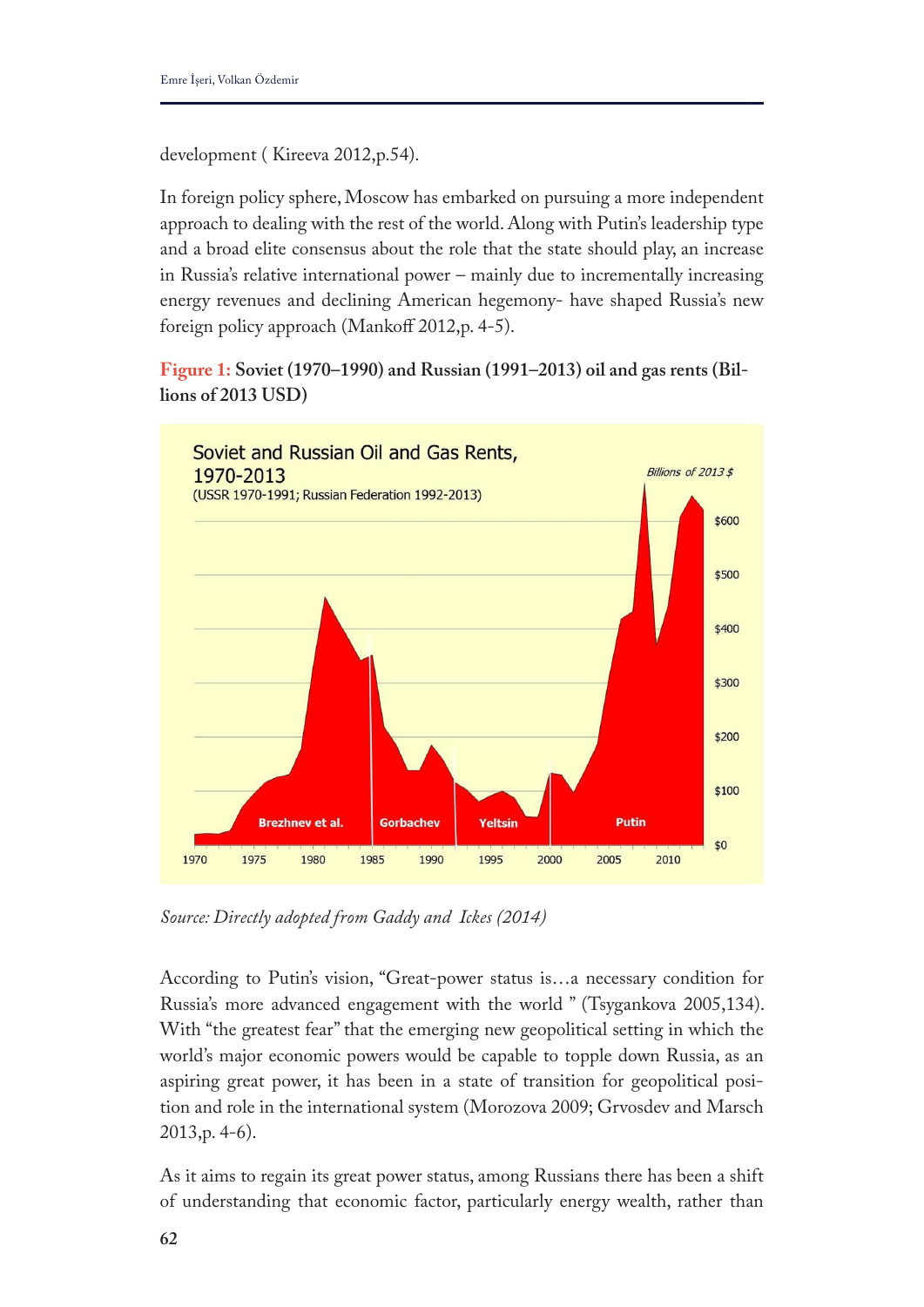development ( Kireeva 2012,p.54).

In foreign policy sphere, Moscow has embarked on pursuing a more independent approach to dealing with the rest of the world. Along with Putin's leadership type and a broad elite consensus about the role that the state should play, an increase in Russia's relative international power – mainly due to incrementally increasing energy revenues and declining American hegemony- have shaped Russia's new foreign policy approach (Mankoff 2012,p. 4-5).

**Figure 1: Soviet (1970–1990) and Russian (1991–2013) oil and gas rents (Billions of 2013 USD)**

*Source: Directly adopted from Gaddy and Ickes (2014)*

According to Putin's vision, "Great-power status is…a necessary condition for Russia's more advanced engagement with the world " (Tsygankova 2005,134). With "the greatest fear" that the emerging new geopolitical setting in which the world's major economic powers would be capable to topple down Russia, as an aspiring great power, it has been in a state of transition for geopolitical position and role in the international system (Morozova 2009; Grvosdev and Marsch 2013,p. 4-6).

As it aims to regain its great power status, among Russians there has been a shift of understanding that economic factor, particularly energy wealth, rather than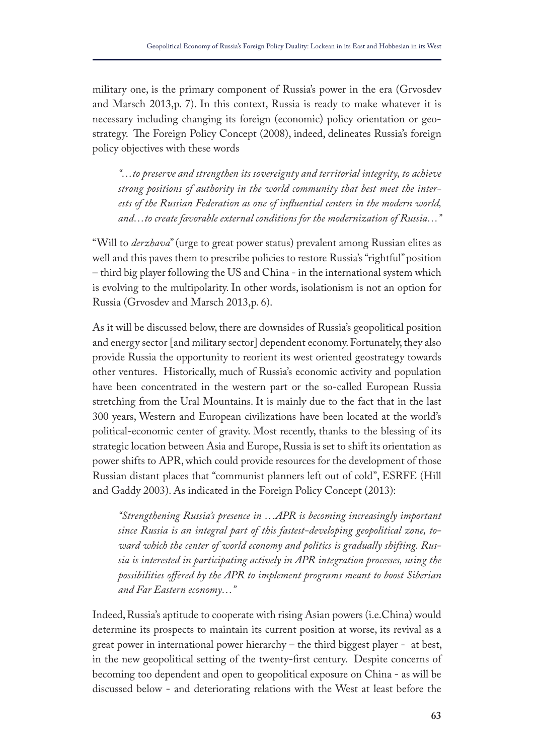military one, is the primary component of Russia's power in the era (Grvosdev and Marsch 2013,p. 7). In this context, Russia is ready to make whatever it is necessary including changing its foreign (economic) policy orientation or geostrategy. The Foreign Policy Concept (2008), indeed, delineates Russia's foreign policy objectives with these words

> *"…to preserve and strengthen its sovereignty and territorial integrity, to achieve strong positions of authority in the world community that best meet the interests of the Russian Federation as one of influential centers in the modern world, and…to create favorable external conditions for the modernization of Russia…"*

"Will to *derzhava*" (urge to great power status) prevalent among Russian elites as well and this paves them to prescribe policies to restore Russia's "rightful" position – third big player following the US and China - in the international system which is evolving to the multipolarity. In other words, isolationism is not an option for Russia (Grvosdev and Marsch 2013,p. 6).

As it will be discussed below, there are downsides of Russia's geopolitical position and energy sector [and military sector] dependent economy. Fortunately, they also provide Russia the opportunity to reorient its west oriented geostrategy towards other ventures. Historically, much of Russia's economic activity and population have been concentrated in the western part or the so-called European Russia stretching from the Ural Mountains. It is mainly due to the fact that in the last 300 years, Western and European civilizations have been located at the world's political-economic center of gravity. Most recently, thanks to the blessing of its strategic location between Asia and Europe, Russia is set to shift its orientation as power shifts to APR, which could provide resources for the development of those Russian distant places that "communist planners left out of cold", ESRFE (Hill and Gaddy 2003). As indicated in the Foreign Policy Concept (2013):

> *"Strengthening Russia's presence in …APR is becoming increasingly important since Russia is an integral part of this fastest-developing geopolitical zone, toward which the center of world economy and politics is gradually shifting. Russia is interested in participating actively in APR integration processes, using the possibilities offered by the APR to implement programs meant to boost Siberian and Far Eastern economy…"*

Indeed, Russia's aptitude to cooperate with rising Asian powers (i.e.China) would determine its prospects to maintain its current position at worse, its revival as a great power in international power hierarchy – the third biggest player - at best, in the new geopolitical setting of the twenty-first century. Despite concerns of becoming too dependent and open to geopolitical exposure on China - as will be discussed below - and deteriorating relations with the West at least before the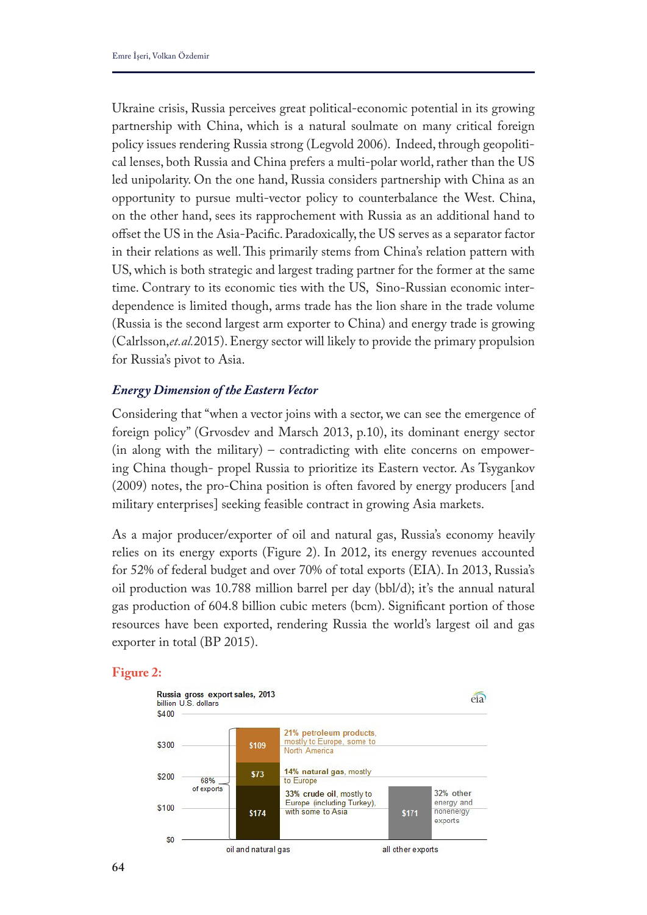Ukraine crisis, Russia perceives great political-economic potential in its growing partnership with China, which is a natural soulmate on many critical foreign policy issues rendering Russia strong (Legvold 2006). Indeed, through geopolitical lenses, both Russia and China prefers a multi-polar world, rather than the US led unipolarity. On the one hand, Russia considers partnership with China as an opportunity to pursue multi-vector policy to counterbalance the West. China, on the other hand, sees its rapprochement with Russia as an additional hand to offset the US in the Asia-Pacific. Paradoxically, the US serves as a separator factor in their relations as well. This primarily stems from China's relation pattern with US, which is both strategic and largest trading partner for the former at the same time. Contrary to its economic ties with the US, Sino-Russian economic interdependence is limited though, arms trade has the lion share in the trade volume (Russia is the second largest arm exporter to China) and energy trade is growing (Calrlsson,*et.al.*2015). Energy sector will likely to provide the primary propulsion for Russia's pivot to Asia.

### *Energy Dimension of the Eastern Vector*

Considering that "when a vector joins with a sector, we can see the emergence of foreign policy" (Grvosdev and Marsch 2013, p.10), its dominant energy sector (in along with the military) – contradicting with elite concerns on empowering China though- propel Russia to prioritize its Eastern vector. As Tsygankov (2009) notes, the pro-China position is often favored by energy producers [and military enterprises] seeking feasible contract in growing Asia markets.

As a major producer/exporter of oil and natural gas, Russia's economy heavily relies on its energy exports (Figure 2). In 2012, its energy revenues accounted for 52% of federal budget and over 70% of total exports (EIA). In 2013, Russia's oil production was 10.788 million barrel per day (bbl/d); it's the annual natural gas production of 604.8 billion cubic meters (bcm). Significant portion of those resources have been exported, rendering Russia the world's largest oil and gas exporter in total (BP 2015).

**Figure 2:**

Russia gross export sales, 2013
billion U.S. dollars

| Category | Component | Value | Description |
|---|---|---|---|
| oil and natural gas (68% of exports) | petroleum products | $109 | 21% petroleum products, mostly to Europe, some to North America |
| | natural gas | $73 | 14% natural gas, mostly to Europe |
| | crude oil | $174 | 33% crude oil, mostly to Europe (including Turkey), with some to Asia |
| all other exports | other energy and nonenergy exports | $171 | 32% other energy and nonenergy exports |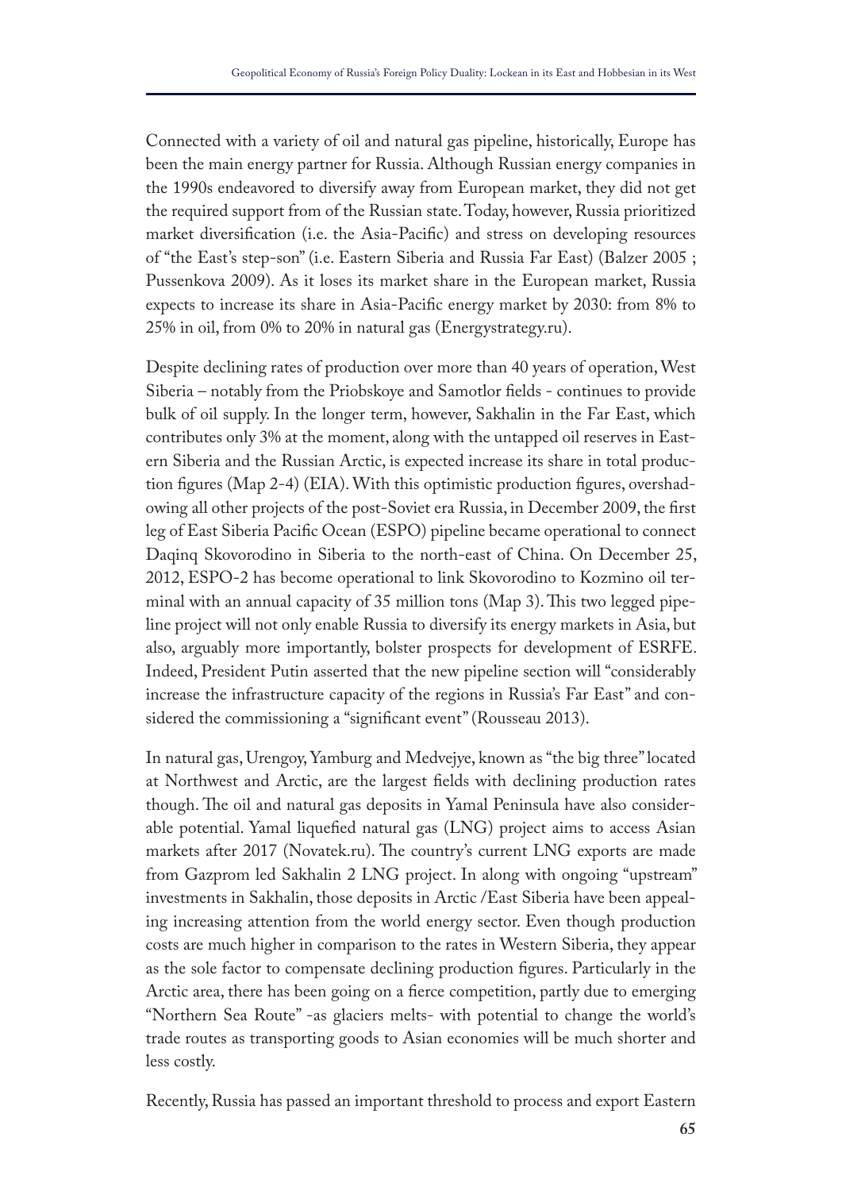Connected with a variety of oil and natural gas pipeline, historically, Europe has been the main energy partner for Russia. Although Russian energy companies in the 1990s endeavored to diversify away from European market, they did not get the required support from of the Russian state. Today, however, Russia prioritized market diversification (i.e. the Asia-Pacific) and stress on developing resources of "the East's step-son" (i.e. Eastern Siberia and Russia Far East) (Balzer 2005 ; Pussenkova 2009). As it loses its market share in the European market, Russia expects to increase its share in Asia-Pacific energy market by 2030: from 8% to 25% in oil, from 0% to 20% in natural gas (Energystrategy.ru).

Despite declining rates of production over more than 40 years of operation, West Siberia – notably from the Priobskoye and Samotlor fields - continues to provide bulk of oil supply. In the longer term, however, Sakhalin in the Far East, which contributes only 3% at the moment, along with the untapped oil reserves in Eastern Siberia and the Russian Arctic, is expected increase its share in total production figures (Map 2-4) (EIA). With this optimistic production figures, overshadowing all other projects of the post-Soviet era Russia, in December 2009, the first leg of East Siberia Pacific Ocean (ESPO) pipeline became operational to connect Daqinq Skovorodino in Siberia to the north-east of China. On December 25, 2012, ESPO-2 has become operational to link Skovorodino to Kozmino oil terminal with an annual capacity of 35 million tons (Map 3). This two legged pipeline project will not only enable Russia to diversify its energy markets in Asia, but also, arguably more importantly, bolster prospects for development of ESRFE. Indeed, President Putin asserted that the new pipeline section will "considerably increase the infrastructure capacity of the regions in Russia's Far East" and considered the commissioning a "significant event" (Rousseau 2013).

In natural gas, Urengoy, Yamburg and Medvejye, known as "the big three" located at Northwest and Arctic, are the largest fields with declining production rates though. The oil and natural gas deposits in Yamal Peninsula have also considerable potential. Yamal liquefied natural gas (LNG) project aims to access Asian markets after 2017 (Novatek.ru). The country's current LNG exports are made from Gazprom led Sakhalin 2 LNG project. In along with ongoing "upstream" investments in Sakhalin, those deposits in Arctic /East Siberia have been appealing increasing attention from the world energy sector. Even though production costs are much higher in comparison to the rates in Western Siberia, they appear as the sole factor to compensate declining production figures. Particularly in the Arctic area, there has been going on a fierce competition, partly due to emerging "Northern Sea Route" -as glaciers melts- with potential to change the world's trade routes as transporting goods to Asian economies will be much shorter and less costly.

Recently, Russia has passed an important threshold to process and export Eastern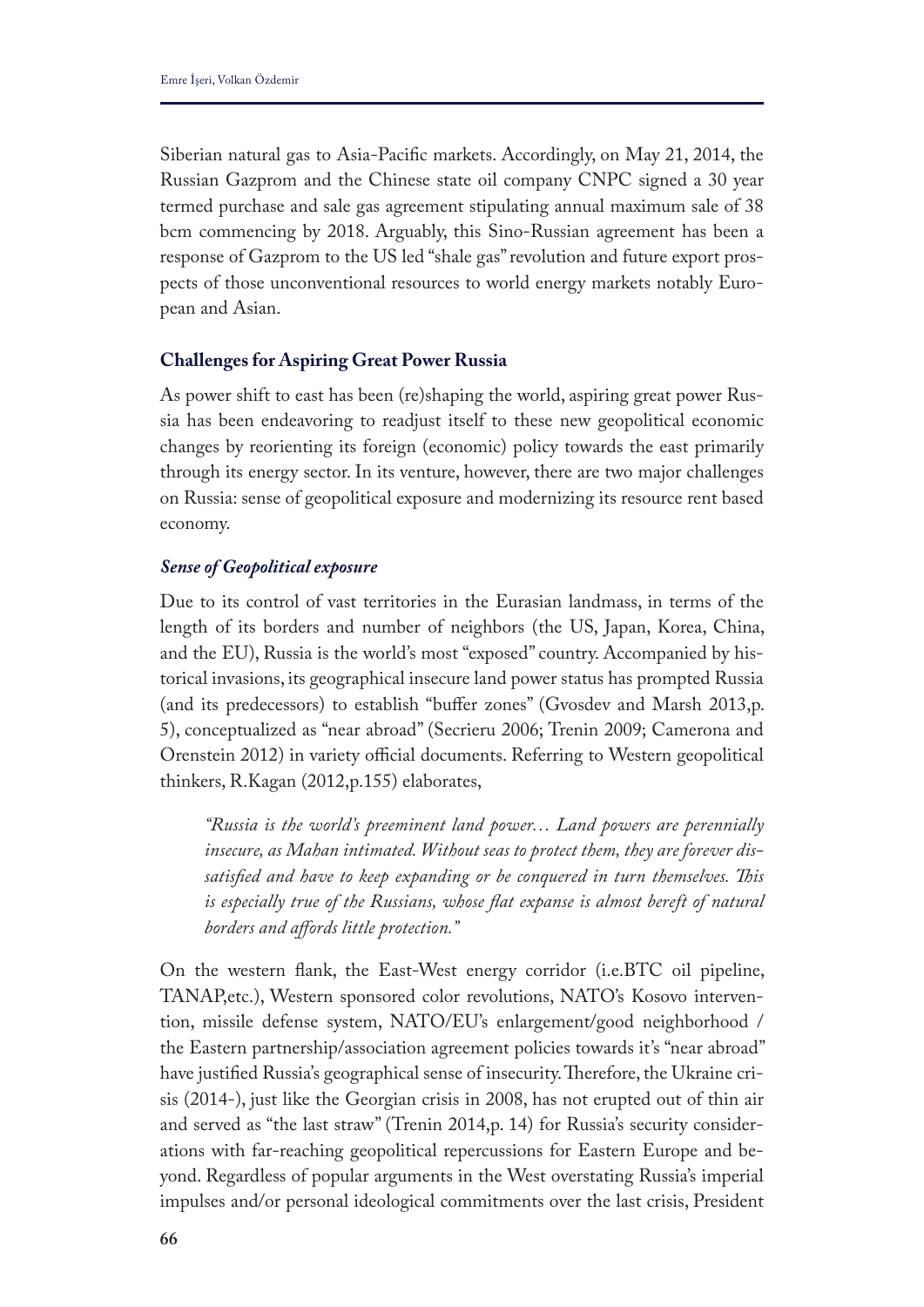Siberian natural gas to Asia-Pacific markets. Accordingly, on May 21, 2014, the Russian Gazprom and the Chinese state oil company CNPC signed a 30 year termed purchase and sale gas agreement stipulating annual maximum sale of 38 bcm commencing by 2018. Arguably, this Sino-Russian agreement has been a response of Gazprom to the US led "shale gas" revolution and future export prospects of those unconventional resources to world energy markets notably European and Asian.

## Challenges for Aspiring Great Power Russia

As power shift to east has been (re)shaping the world, aspiring great power Russia has been endeavoring to readjust itself to these new geopolitical economic changes by reorienting its foreign (economic) policy towards the east primarily through its energy sector. In its venture, however, there are two major challenges on Russia: sense of geopolitical exposure and modernizing its resource rent based economy.

### *Sense of Geopolitical exposure*

Due to its control of vast territories in the Eurasian landmass, in terms of the length of its borders and number of neighbors (the US, Japan, Korea, China, and the EU), Russia is the world's most "exposed" country. Accompanied by historical invasions, its geographical insecure land power status has prompted Russia (and its predecessors) to establish "buffer zones" (Gvosdev and Marsh 2013,p. 5), conceptualized as "near abroad" (Secrieru 2006; Trenin 2009; Camerona and Orenstein 2012) in variety official documents. Referring to Western geopolitical thinkers, R.Kagan (2012,p.155) elaborates,

> *"Russia is the world's preeminent land power… Land powers are perennially insecure, as Mahan intimated. Without seas to protect them, they are forever dissatisfied and have to keep expanding or be conquered in turn themselves. This is especially true of the Russians, whose flat expanse is almost bereft of natural borders and affords little protection."*

On the western flank, the East-West energy corridor (i.e.BTC oil pipeline, TANAP,etc.), Western sponsored color revolutions, NATO's Kosovo intervention, missile defense system, NATO/EU's enlargement/good neighborhood / the Eastern partnership/association agreement policies towards it's "near abroad" have justified Russia's geographical sense of insecurity. Therefore, the Ukraine crisis (2014-), just like the Georgian crisis in 2008, has not erupted out of thin air and served as "the last straw" (Trenin 2014,p. 14) for Russia's security considerations with far-reaching geopolitical repercussions for Eastern Europe and beyond. Regardless of popular arguments in the West overstating Russia's imperial impulses and/or personal ideological commitments over the last crisis, President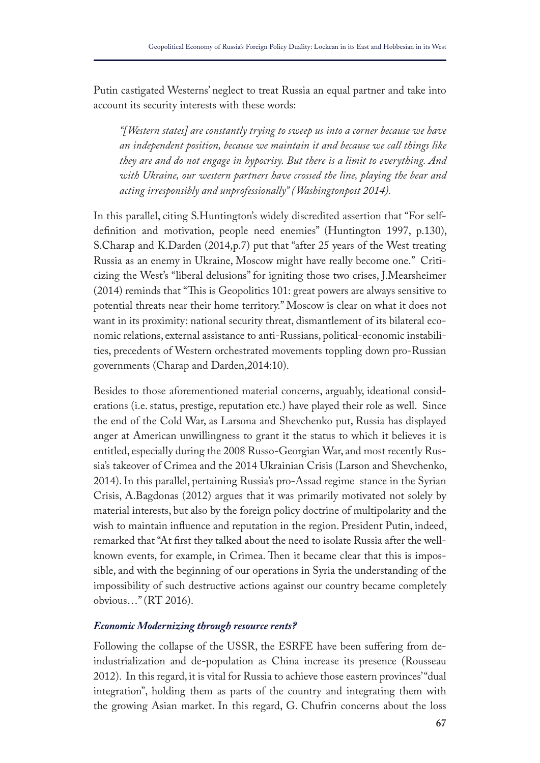Putin castigated Westerns' neglect to treat Russia an equal partner and take into account its security interests with these words:

> *"[Western states] are constantly trying to sweep us into a corner because we have an independent position, because we maintain it and because we call things like they are and do not engage in hypocrisy. But there is a limit to everything. And with Ukraine, our western partners have crossed the line, playing the bear and acting irresponsibly and unprofessionally" (Washingtonpost 2014).*

In this parallel, citing S.Huntington's widely discredited assertion that "For self-definition and motivation, people need enemies" (Huntington 1997, p.130), S.Charap and K.Darden (2014,p.7) put that "after 25 years of the West treating Russia as an enemy in Ukraine, Moscow might have really become one." Criticizing the West's "liberal delusions" for igniting those two crises, J.Mearsheimer (2014) reminds that "This is Geopolitics 101: great powers are always sensitive to potential threats near their home territory." Moscow is clear on what it does not want in its proximity: national security threat, dismantlement of its bilateral economic relations, external assistance to anti-Russians, political-economic instabilities, precedents of Western orchestrated movements toppling down pro-Russian governments (Charap and Darden,2014:10).

Besides to those aforementioned material concerns, arguably, ideational considerations (i.e. status, prestige, reputation etc.) have played their role as well. Since the end of the Cold War, as Larsona and Shevchenko put, Russia has displayed anger at American unwillingness to grant it the status to which it believes it is entitled, especially during the 2008 Russo-Georgian War, and most recently Russia's takeover of Crimea and the 2014 Ukrainian Crisis (Larson and Shevchenko, 2014). In this parallel, pertaining Russia's pro-Assad regime stance in the Syrian Crisis, A.Bagdonas (2012) argues that it was primarily motivated not solely by material interests, but also by the foreign policy doctrine of multipolarity and the wish to maintain influence and reputation in the region. President Putin, indeed, remarked that "At first they talked about the need to isolate Russia after the well-known events, for example, in Crimea. Then it became clear that this is impossible, and with the beginning of our operations in Syria the understanding of the impossibility of such destructive actions against our country became completely obvious…" (RT 2016).

### *Economic Modernizing through resource rents?*

Following the collapse of the USSR, the ESRFE have been suffering from de-industrialization and de-population as China increase its presence (Rousseau 2012). In this regard, it is vital for Russia to achieve those eastern provinces' "dual integration", holding them as parts of the country and integrating them with the growing Asian market. In this regard, G. Chufrin concerns about the loss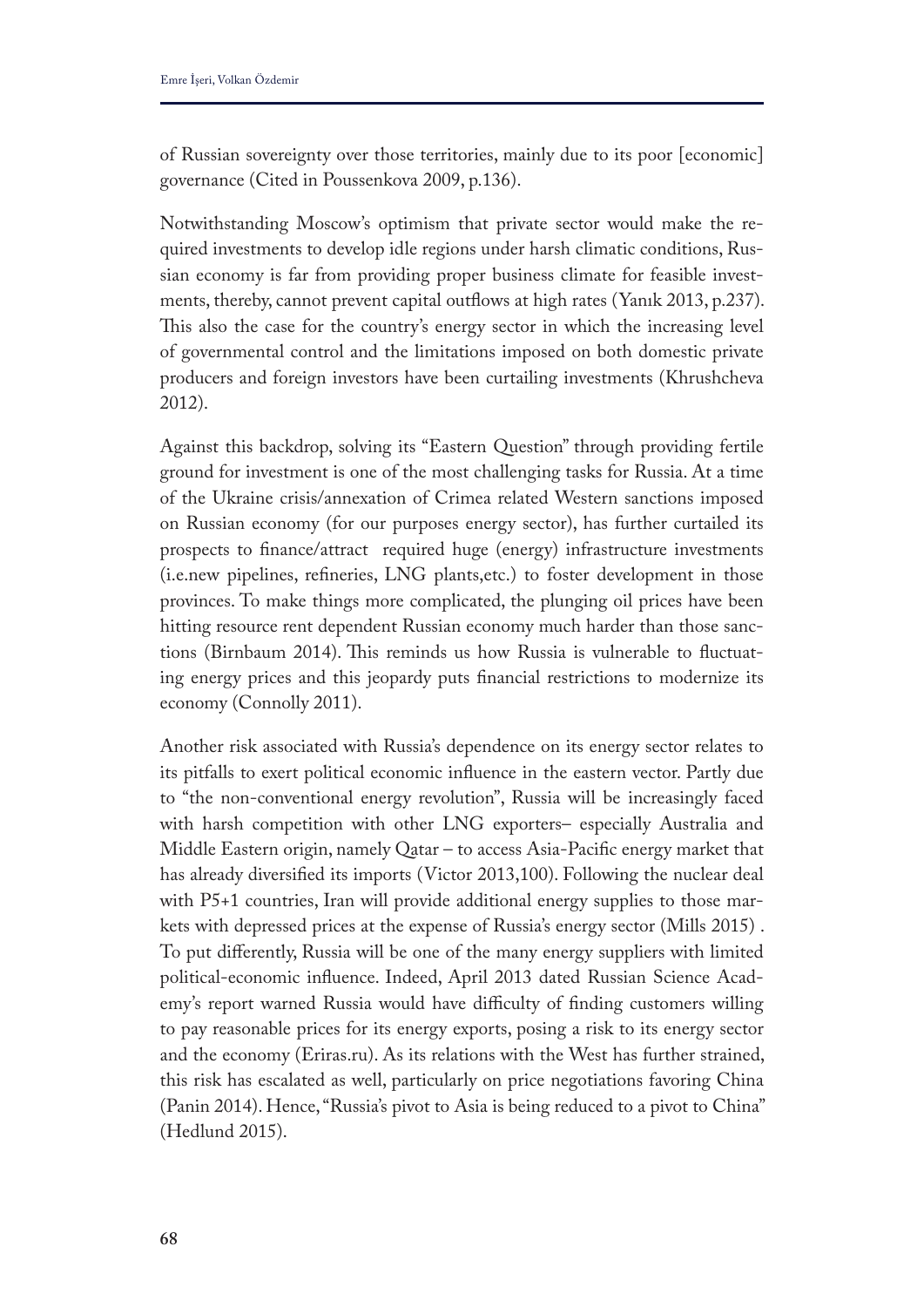of Russian sovereignty over those territories, mainly due to its poor [economic] governance (Cited in Poussenkova 2009, p.136).

Notwithstanding Moscow's optimism that private sector would make the required investments to develop idle regions under harsh climatic conditions, Russian economy is far from providing proper business climate for feasible investments, thereby, cannot prevent capital outflows at high rates (Yanık 2013, p.237). This also the case for the country's energy sector in which the increasing level of governmental control and the limitations imposed on both domestic private producers and foreign investors have been curtailing investments (Khrushcheva 2012).

Against this backdrop, solving its "Eastern Question" through providing fertile ground for investment is one of the most challenging tasks for Russia. At a time of the Ukraine crisis/annexation of Crimea related Western sanctions imposed on Russian economy (for our purposes energy sector), has further curtailed its prospects to finance/attract required huge (energy) infrastructure investments (i.e.new pipelines, refineries, LNG plants,etc.) to foster development in those provinces. To make things more complicated, the plunging oil prices have been hitting resource rent dependent Russian economy much harder than those sanctions (Birnbaum 2014). This reminds us how Russia is vulnerable to fluctuating energy prices and this jeopardy puts financial restrictions to modernize its economy (Connolly 2011).

Another risk associated with Russia's dependence on its energy sector relates to its pitfalls to exert political economic influence in the eastern vector. Partly due to "the non-conventional energy revolution", Russia will be increasingly faced with harsh competition with other LNG exporters– especially Australia and Middle Eastern origin, namely Qatar – to access Asia-Pacific energy market that has already diversified its imports (Victor 2013,100). Following the nuclear deal with P5+1 countries, Iran will provide additional energy supplies to those markets with depressed prices at the expense of Russia's energy sector (Mills 2015) . To put differently, Russia will be one of the many energy suppliers with limited political-economic influence. Indeed, April 2013 dated Russian Science Academy's report warned Russia would have difficulty of finding customers willing to pay reasonable prices for its energy exports, posing a risk to its energy sector and the economy (Eriras.ru). As its relations with the West has further strained, this risk has escalated as well, particularly on price negotiations favoring China (Panin 2014). Hence, "Russia's pivot to Asia is being reduced to a pivot to China" (Hedlund 2015).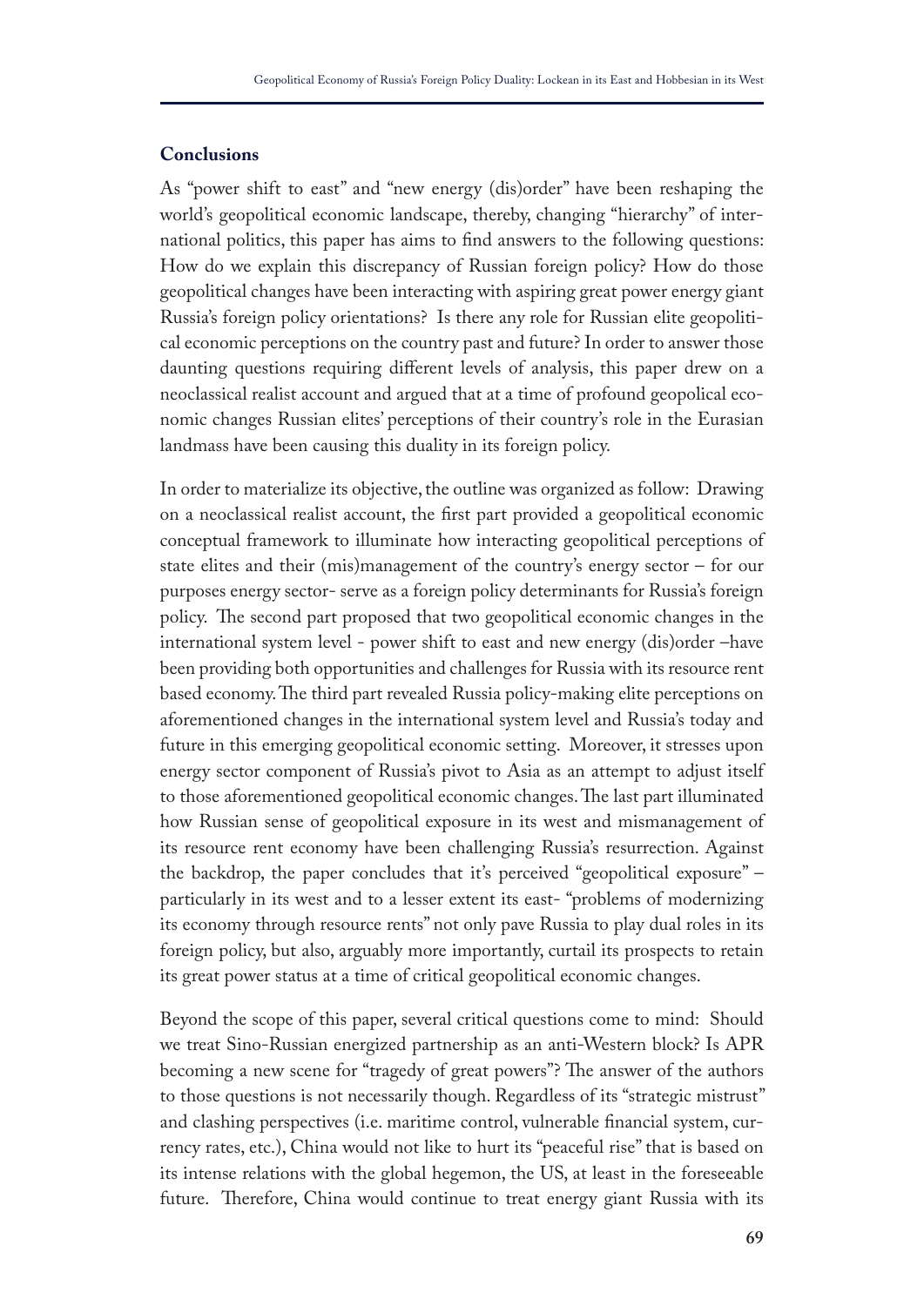## Conclusions

As "power shift to east" and "new energy (dis)order" have been reshaping the world's geopolitical economic landscape, thereby, changing "hierarchy" of international politics, this paper has aims to find answers to the following questions: How do we explain this discrepancy of Russian foreign policy? How do those geopolitical changes have been interacting with aspiring great power energy giant Russia's foreign policy orientations? Is there any role for Russian elite geopolitical economic perceptions on the country past and future? In order to answer those daunting questions requiring different levels of analysis, this paper drew on a neoclassical realist account and argued that at a time of profound geopolical economic changes Russian elites' perceptions of their country's role in the Eurasian landmass have been causing this duality in its foreign policy.

In order to materialize its objective, the outline was organized as follow: Drawing on a neoclassical realist account, the first part provided a geopolitical economic conceptual framework to illuminate how interacting geopolitical perceptions of state elites and their (mis)management of the country's energy sector – for our purposes energy sector- serve as a foreign policy determinants for Russia's foreign policy. The second part proposed that two geopolitical economic changes in the international system level - power shift to east and new energy (dis)order –have been providing both opportunities and challenges for Russia with its resource rent based economy. The third part revealed Russia policy-making elite perceptions on aforementioned changes in the international system level and Russia's today and future in this emerging geopolitical economic setting. Moreover, it stresses upon energy sector component of Russia's pivot to Asia as an attempt to adjust itself to those aforementioned geopolitical economic changes. The last part illuminated how Russian sense of geopolitical exposure in its west and mismanagement of its resource rent economy have been challenging Russia's resurrection. Against the backdrop, the paper concludes that it's perceived "geopolitical exposure" – particularly in its west and to a lesser extent its east- "problems of modernizing its economy through resource rents" not only pave Russia to play dual roles in its foreign policy, but also, arguably more importantly, curtail its prospects to retain its great power status at a time of critical geopolitical economic changes.

Beyond the scope of this paper, several critical questions come to mind: Should we treat Sino-Russian energized partnership as an anti-Western block? Is APR becoming a new scene for "tragedy of great powers"? The answer of the authors to those questions is not necessarily though. Regardless of its "strategic mistrust" and clashing perspectives (i.e. maritime control, vulnerable financial system, currency rates, etc.), China would not like to hurt its "peaceful rise" that is based on its intense relations with the global hegemon, the US, at least in the foreseeable future. Therefore, China would continue to treat energy giant Russia with its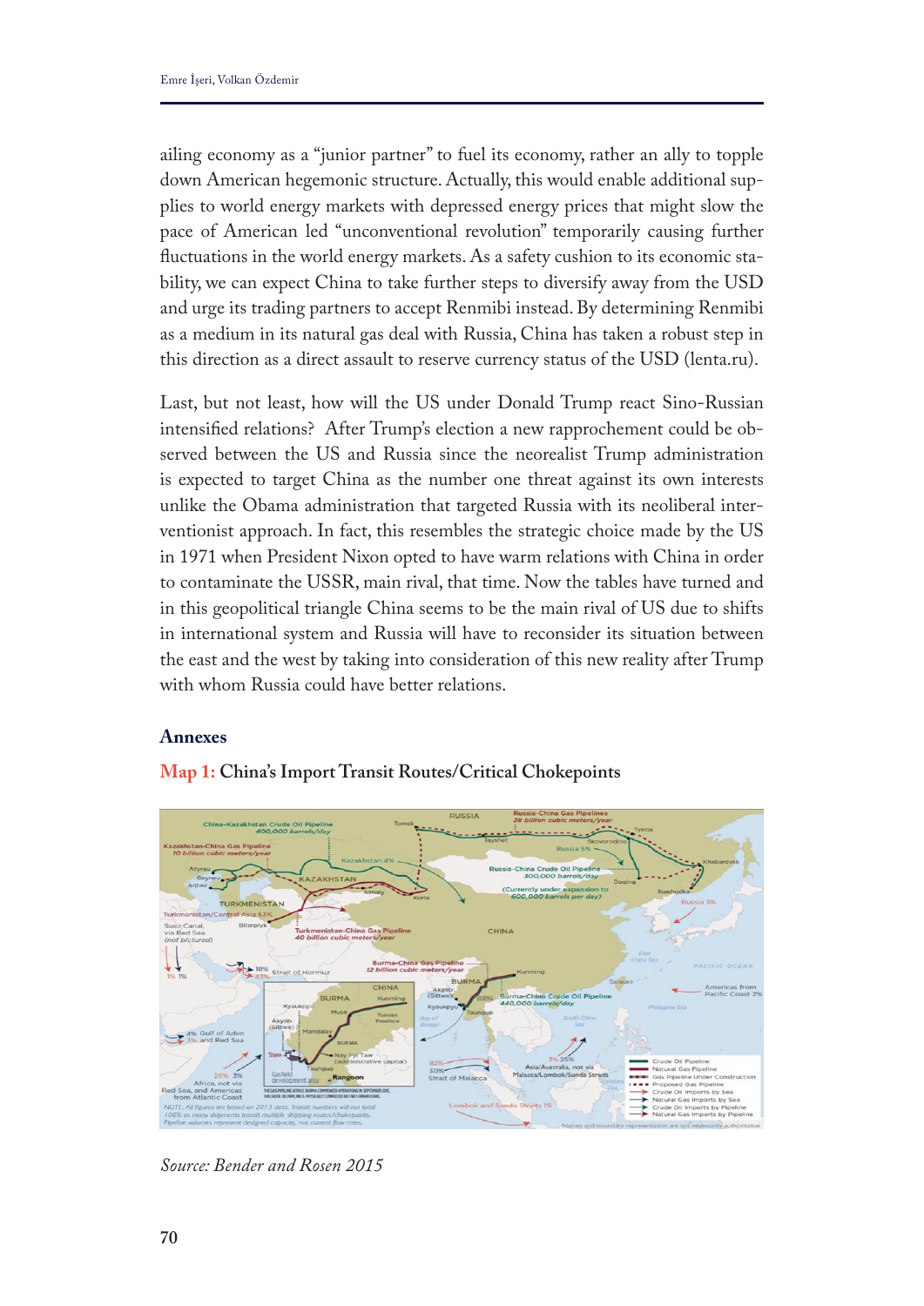ailing economy as a "junior partner" to fuel its economy, rather an ally to topple down American hegemonic structure. Actually, this would enable additional supplies to world energy markets with depressed energy prices that might slow the pace of American led "unconventional revolution" temporarily causing further fluctuations in the world energy markets. As a safety cushion to its economic stability, we can expect China to take further steps to diversify away from the USD and urge its trading partners to accept Renmibi instead. By determining Renmibi as a medium in its natural gas deal with Russia, China has taken a robust step in this direction as a direct assault to reserve currency status of the USD (lenta.ru).

Last, but not least, how will the US under Donald Trump react Sino-Russian intensified relations? After Trump's election a new rapprochement could be observed between the US and Russia since the neorealist Trump administration is expected to target China as the number one threat against its own interests unlike the Obama administration that targeted Russia with its neoliberal interventionist approach. In fact, this resembles the strategic choice made by the US in 1971 when President Nixon opted to have warm relations with China in order to contaminate the USSR, main rival, that time. Now the tables have turned and in this geopolitical triangle China seems to be the main rival of US due to shifts in international system and Russia will have to reconsider its situation between the east and the west by taking into consideration of this new reality after Trump with whom Russia could have better relations.

## Annexes

**Map 1: China's Import Transit Routes/Critical Chokepoints**

*Source: Bender and Rosen 2015*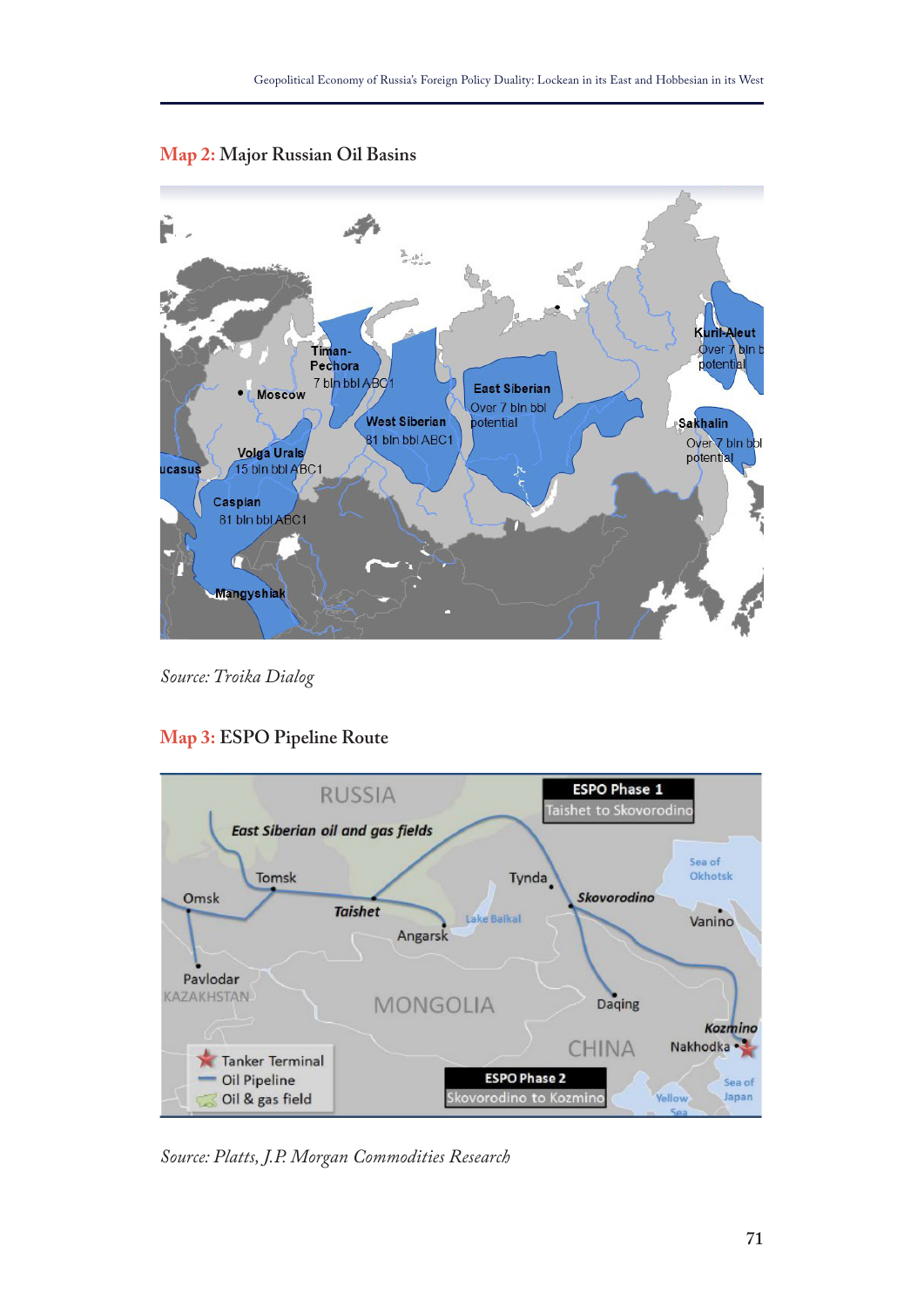**Map 2:** Major Russian Oil Basins

*Source: Troika Dialog*

**Map 3:** ESPO Pipeline Route

*Source: Platts, J.P. Morgan Commodities Research*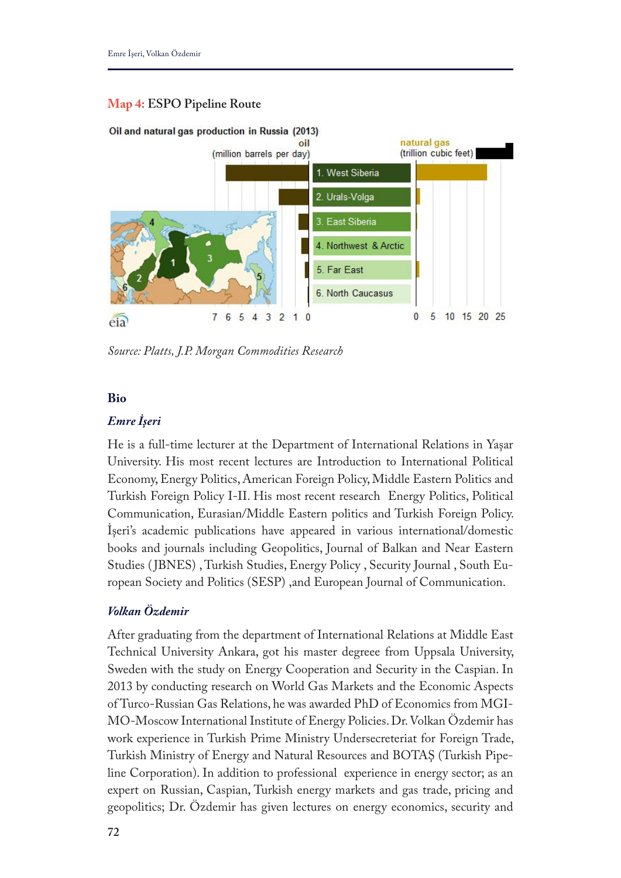**Map 4:** ESPO Pipeline Route

Oil and natural gas production in Russia (2013)

oil (million barrels per day) | natural gas (trillion cubic feet)

1. West Siberia
2. Urals-Volga
3. East Siberia
4. Northwest & Arctic
5. Far East
6. North Caucasus

7 6 5 4 3 2 1 0 | 0 5 10 15 20 25

*Source: Platts, J.P. Morgan Commodities Research*

## Bio

### *Emre İşeri*

He is a full-time lecturer at the Department of International Relations in Yaşar University. His most recent lectures are Introduction to International Political Economy, Energy Politics, American Foreign Policy, Middle Eastern Politics and Turkish Foreign Policy I-II. His most recent research Energy Politics, Political Communication, Eurasian/Middle Eastern politics and Turkish Foreign Policy. İşeri's academic publications have appeared in various international/domestic books and journals including Geopolitics, Journal of Balkan and Near Eastern Studies (JBNES) , Turkish Studies, Energy Policy , Security Journal , South European Society and Politics (SESP) ,and European Journal of Communication.

### *Volkan Özdemir*

After graduating from the department of International Relations at Middle East Technical University Ankara, got his master degreee from Uppsala University, Sweden with the study on Energy Cooperation and Security in the Caspian. In 2013 by conducting research on World Gas Markets and the Economic Aspects of Turco-Russian Gas Relations, he was awarded PhD of Economics from MGIMO-Moscow International Institute of Energy Policies. Dr. Volkan Özdemir has work experience in Turkish Prime Ministry Undersecreteriat for Foreign Trade, Turkish Ministry of Energy and Natural Resources and BOTAŞ (Turkish Pipeline Corporation). In addition to professional experience in energy sector; as an expert on Russian, Caspian, Turkish energy markets and gas trade, pricing and geopolitics; Dr. Özdemir has given lectures on energy economics, security and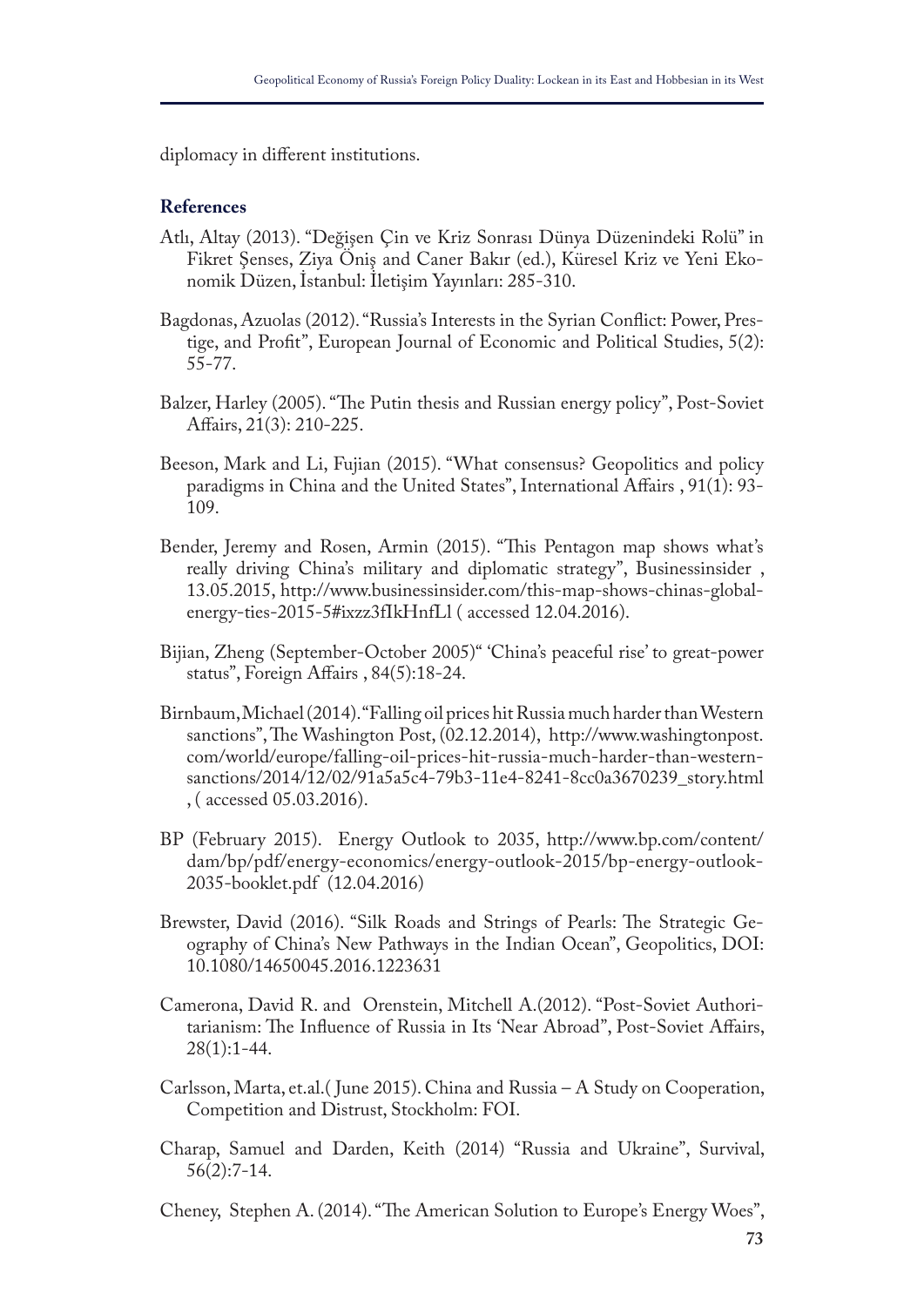diplomacy in different institutions.

**References**

Atlı, Altay (2013). "Değişen Çin ve Kriz Sonrası Dünya Düzenindeki Rolü" in Fikret Şenses, Ziya Öniş and Caner Bakır (ed.), Küresel Kriz ve Yeni Ekonomik Düzen, İstanbul: İletişim Yayınları: 285-310.

Bagdonas, Azuolas (2012). "Russia's Interests in the Syrian Conflict: Power, Prestige, and Profit", European Journal of Economic and Political Studies, 5(2): 55-77.

Balzer, Harley (2005). "The Putin thesis and Russian energy policy", Post-Soviet Affairs, 21(3): 210-225.

Beeson, Mark and Li, Fujian (2015). "What consensus? Geopolitics and policy paradigms in China and the United States", International Affairs , 91(1): 93-109.

Bender, Jeremy and Rosen, Armin (2015). "This Pentagon map shows what's really driving China's military and diplomatic strategy", Businessinsider , 13.05.2015, http://www.businessinsider.com/this-map-shows-chinas-global-energy-ties-2015-5#ixzz3fIkHnfLl ( accessed 12.04.2016).

Bijian, Zheng (September-October 2005)" 'China's peaceful rise' to great-power status", Foreign Affairs , 84(5):18-24.

Birnbaum, Michael (2014). "Falling oil prices hit Russia much harder than Western sanctions", The Washington Post, (02.12.2014), http://www.washingtonpost.com/world/europe/falling-oil-prices-hit-russia-much-harder-than-western-sanctions/2014/12/02/91a5a5c4-79b3-11e4-8241-8cc0a3670239_story.html , ( accessed 05.03.2016).

BP (February 2015). Energy Outlook to 2035, http://www.bp.com/content/dam/bp/pdf/energy-economics/energy-outlook-2015/bp-energy-outlook-2035-booklet.pdf (12.04.2016)

Brewster, David (2016). "Silk Roads and Strings of Pearls: The Strategic Geography of China's New Pathways in the Indian Ocean", Geopolitics, DOI: 10.1080/14650045.2016.1223631

Camerona, David R. and Orenstein, Mitchell A.(2012). "Post-Soviet Authoritarianism: The Influence of Russia in Its 'Near Abroad'', Post-Soviet Affairs, 28(1):1-44.

Carlsson, Marta, et.al.( June 2015). China and Russia – A Study on Cooperation, Competition and Distrust, Stockholm: FOI.

Charap, Samuel and Darden, Keith (2014) "Russia and Ukraine", Survival, 56(2):7-14.

Cheney, Stephen A. (2014). "The American Solution to Europe's Energy Woes",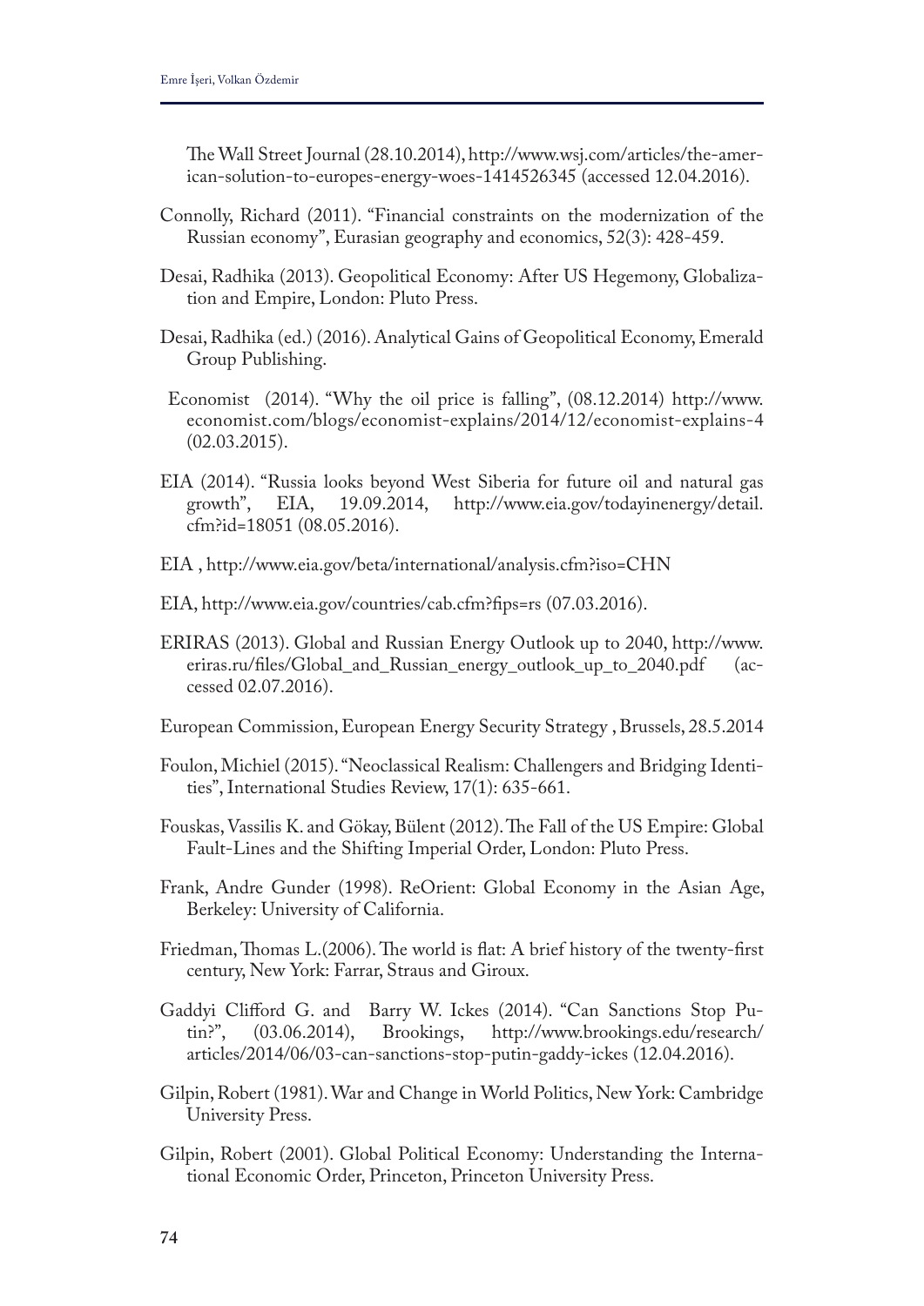The Wall Street Journal (28.10.2014), http://www.wsj.com/articles/the-american-solution-to-europes-energy-woes-1414526345 (accessed 12.04.2016).

Connolly, Richard (2011). "Financial constraints on the modernization of the Russian economy", Eurasian geography and economics, 52(3): 428-459.

Desai, Radhika (2013). Geopolitical Economy: After US Hegemony, Globalization and Empire, London: Pluto Press.

Desai, Radhika (ed.) (2016). Analytical Gains of Geopolitical Economy, Emerald Group Publishing.

Economist (2014). "Why the oil price is falling", (08.12.2014) http://www.economist.com/blogs/economist-explains/2014/12/economist-explains-4 (02.03.2015).

EIA (2014). "Russia looks beyond West Siberia for future oil and natural gas growth", EIA, 19.09.2014, http://www.eia.gov/todayinenergy/detail.cfm?id=18051 (08.05.2016).

EIA , http://www.eia.gov/beta/international/analysis.cfm?iso=CHN

EIA, http://www.eia.gov/countries/cab.cfm?fips=rs (07.03.2016).

ERIRAS (2013). Global and Russian Energy Outlook up to 2040, http://www.eriras.ru/files/Global_and_Russian_energy_outlook_up_to_2040.pdf (accessed 02.07.2016).

European Commission, European Energy Security Strategy , Brussels, 28.5.2014

Foulon, Michiel (2015). "Neoclassical Realism: Challengers and Bridging Identities", International Studies Review, 17(1): 635-661.

Fouskas, Vassilis K. and Gökay, Bülent (2012). The Fall of the US Empire: Global Fault-Lines and the Shifting Imperial Order, London: Pluto Press.

Frank, Andre Gunder (1998). ReOrient: Global Economy in the Asian Age, Berkeley: University of California.

Friedman, Thomas L.(2006). The world is flat: A brief history of the twenty-first century, New York: Farrar, Straus and Giroux.

Gaddyi Clifford G. and Barry W. Ickes (2014). "Can Sanctions Stop Putin?", (03.06.2014), Brookings, http://www.brookings.edu/research/articles/2014/06/03-can-sanctions-stop-putin-gaddy-ickes (12.04.2016).

Gilpin, Robert (1981). War and Change in World Politics, New York: Cambridge University Press.

Gilpin, Robert (2001). Global Political Economy: Understanding the International Economic Order, Princeton, Princeton University Press.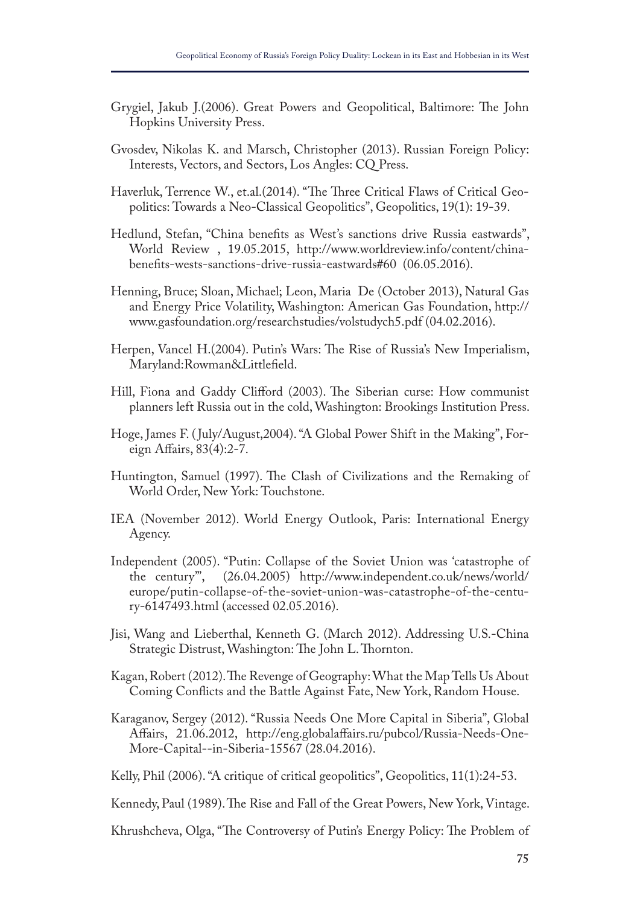Grygiel, Jakub J.(2006). Great Powers and Geopolitical, Baltimore: The John Hopkins University Press.

Gvosdev, Nikolas K. and Marsch, Christopher (2013). Russian Foreign Policy: Interests, Vectors, and Sectors, Los Angles: CQ Press.

Haverluk, Terrence W., et.al.(2014). "The Three Critical Flaws of Critical Geopolitics: Towards a Neo-Classical Geopolitics", Geopolitics, 19(1): 19-39.

Hedlund, Stefan, "China benefits as West's sanctions drive Russia eastwards", World Review , 19.05.2015, http://www.worldreview.info/content/china-benefits-wests-sanctions-drive-russia-eastwards#60 (06.05.2016).

Henning, Bruce; Sloan, Michael; Leon, Maria De (October 2013), Natural Gas and Energy Price Volatility, Washington: American Gas Foundation, http://www.gasfoundation.org/researchstudies/volstudych5.pdf (04.02.2016).

Herpen, Vancel H.(2004). Putin's Wars: The Rise of Russia's New Imperialism, Maryland:Rowman&Littlefield.

Hill, Fiona and Gaddy Clifford (2003). The Siberian curse: How communist planners left Russia out in the cold, Washington: Brookings Institution Press.

Hoge, James F. (July/August,2004). "A Global Power Shift in the Making", Foreign Affairs, 83(4):2-7.

Huntington, Samuel (1997). The Clash of Civilizations and the Remaking of World Order, New York: Touchstone.

IEA (November 2012). World Energy Outlook, Paris: International Energy Agency.

Independent (2005). "Putin: Collapse of the Soviet Union was 'catastrophe of the century'", (26.04.2005) http://www.independent.co.uk/news/world/europe/putin-collapse-of-the-soviet-union-was-catastrophe-of-the-century-6147493.html (accessed 02.05.2016).

Jisi, Wang and Lieberthal, Kenneth G. (March 2012). Addressing U.S.-China Strategic Distrust, Washington: The John L. Thornton.

Kagan, Robert (2012). The Revenge of Geography: What the Map Tells Us About Coming Conflicts and the Battle Against Fate, New York, Random House.

Karaganov, Sergey (2012). "Russia Needs One More Capital in Siberia", Global Affairs, 21.06.2012, http://eng.globalaffairs.ru/pubcol/Russia-Needs-One-More-Capital--in-Siberia-15567 (28.04.2016).

Kelly, Phil (2006). "A critique of critical geopolitics", Geopolitics, 11(1):24-53.

Kennedy, Paul (1989). The Rise and Fall of the Great Powers, New York, Vintage.

Khrushcheva, Olga, "The Controversy of Putin's Energy Policy: The Problem of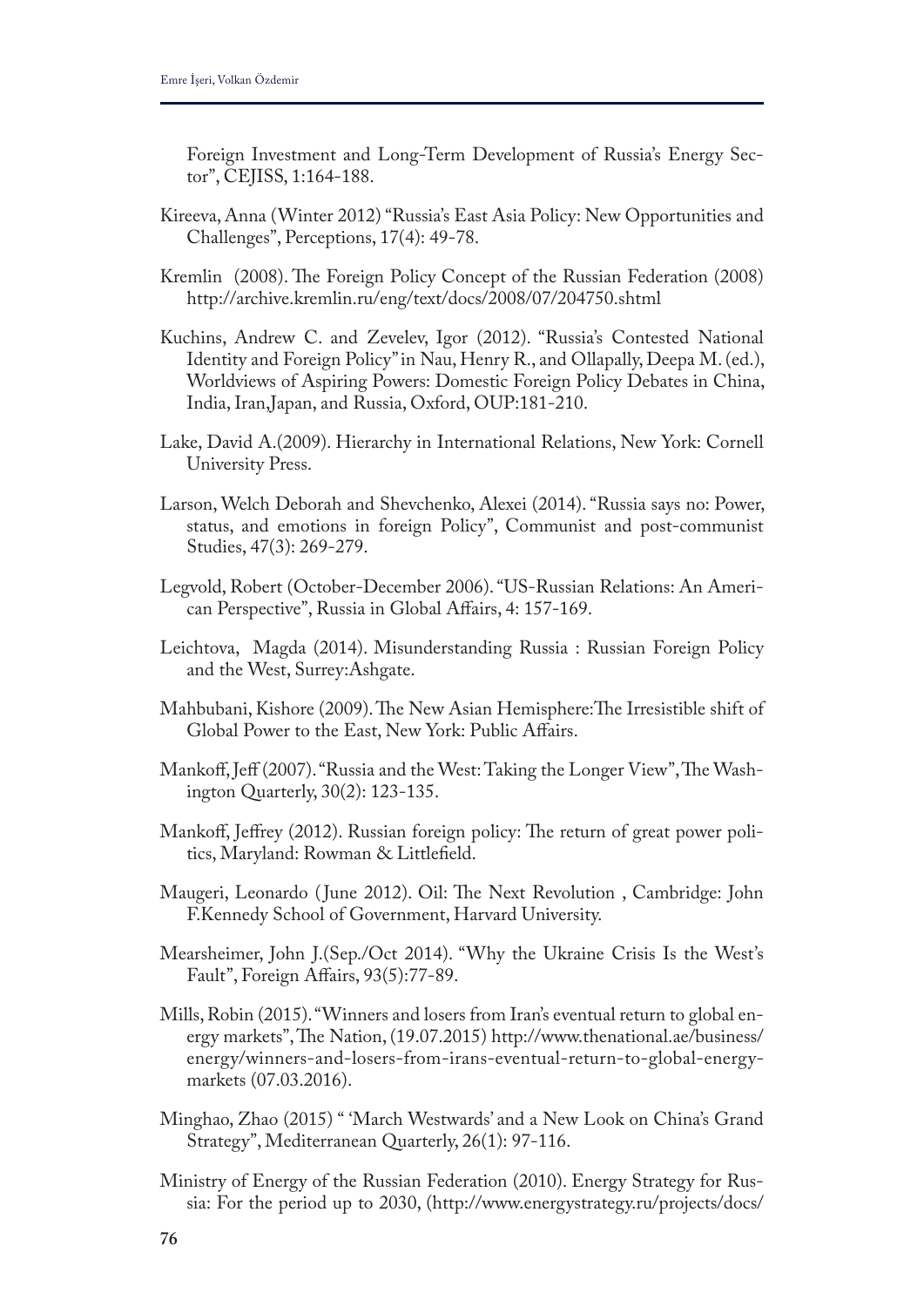Foreign Investment and Long-Term Development of Russia's Energy Sector", CEJISS, 1:164-188.

Kireeva, Anna (Winter 2012) "Russia's East Asia Policy: New Opportunities and Challenges", Perceptions, 17(4): 49-78.

Kremlin (2008). The Foreign Policy Concept of the Russian Federation (2008) http://archive.kremlin.ru/eng/text/docs/2008/07/204750.shtml

Kuchins, Andrew C. and Zevelev, Igor (2012). "Russia's Contested National Identity and Foreign Policy" in Nau, Henry R., and Ollapally, Deepa M. (ed.), Worldviews of Aspiring Powers: Domestic Foreign Policy Debates in China, India, Iran,Japan, and Russia, Oxford, OUP:181-210.

Lake, David A.(2009). Hierarchy in International Relations, New York: Cornell University Press.

Larson, Welch Deborah and Shevchenko, Alexei (2014). "Russia says no: Power, status, and emotions in foreign Policy", Communist and post-communist Studies, 47(3): 269-279.

Legvold, Robert (October-December 2006). "US-Russian Relations: An American Perspective", Russia in Global Affairs, 4: 157-169.

Leichtova, Magda (2014). Misunderstanding Russia : Russian Foreign Policy and the West, Surrey:Ashgate.

Mahbubani, Kishore (2009). The New Asian Hemisphere:The Irresistible shift of Global Power to the East, New York: Public Affairs.

Mankoff, Jeff (2007). "Russia and the West: Taking the Longer View", The Washington Quarterly, 30(2): 123-135.

Mankoff, Jeffrey (2012). Russian foreign policy: The return of great power politics, Maryland: Rowman & Littlefield.

Maugeri, Leonardo (June 2012). Oil: The Next Revolution , Cambridge: John F.Kennedy School of Government, Harvard University.

Mearsheimer, John J.(Sep./Oct 2014). "Why the Ukraine Crisis Is the West's Fault", Foreign Affairs, 93(5):77-89.

Mills, Robin (2015). "Winners and losers from Iran's eventual return to global energy markets", The Nation, (19.07.2015) http://www.thenational.ae/business/energy/winners-and-losers-from-irans-eventual-return-to-global-energy-markets (07.03.2016).

Minghao, Zhao (2015) " 'March Westwards' and a New Look on China's Grand Strategy", Mediterranean Quarterly, 26(1): 97-116.

Ministry of Energy of the Russian Federation (2010). Energy Strategy for Russia: For the period up to 2030, (http://www.energystrategy.ru/projects/docs/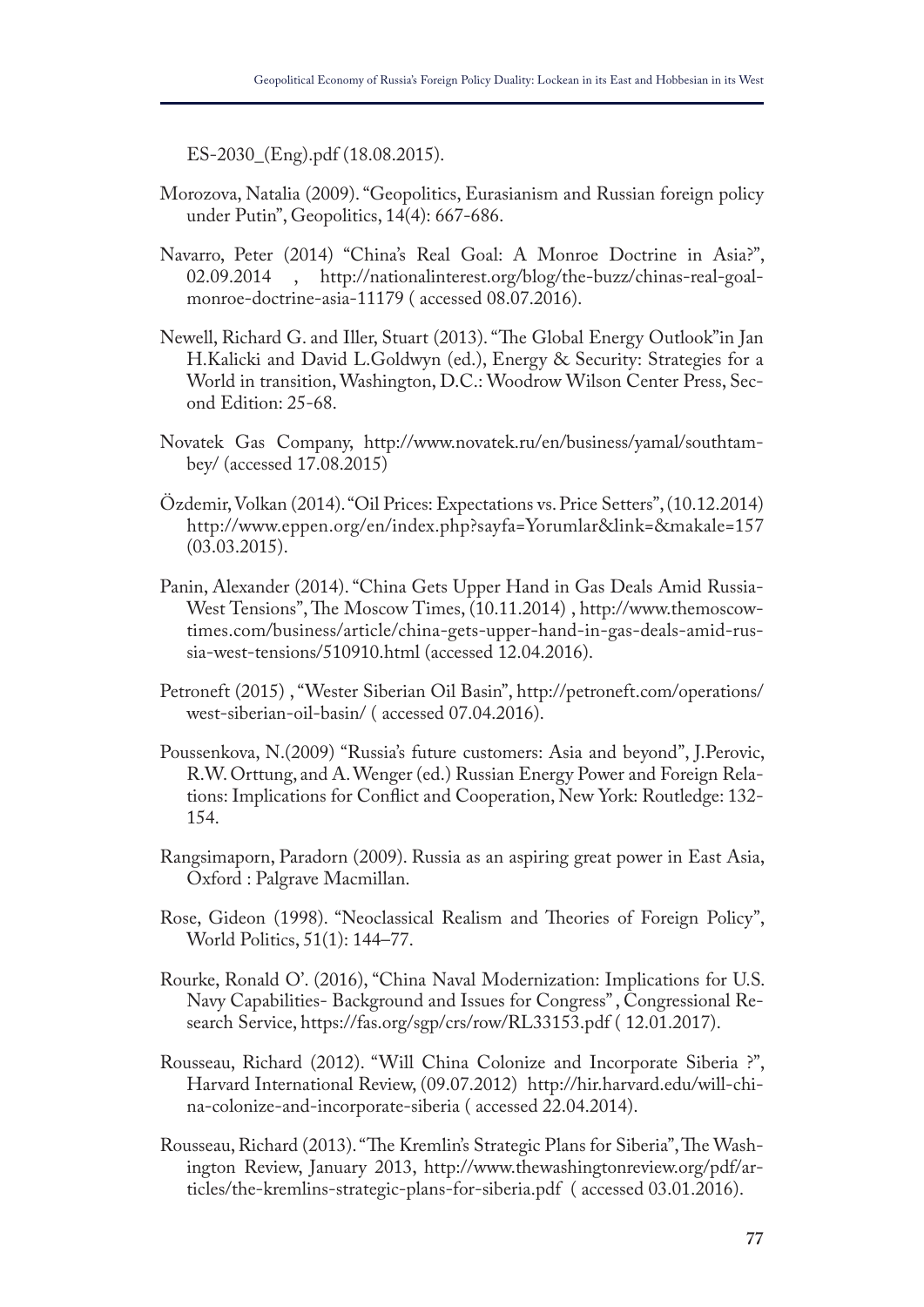ES-2030_(Eng).pdf (18.08.2015).

Morozova, Natalia (2009). "Geopolitics, Eurasianism and Russian foreign policy under Putin", Geopolitics, 14(4): 667-686.

Navarro, Peter (2014) "China's Real Goal: A Monroe Doctrine in Asia?", 02.09.2014 , http://nationalinterest.org/blog/the-buzz/chinas-real-goal-monroe-doctrine-asia-11179 ( accessed 08.07.2016).

Newell, Richard G. and Iller, Stuart (2013). "The Global Energy Outlook"in Jan H.Kalicki and David L.Goldwyn (ed.), Energy & Security: Strategies for a World in transition, Washington, D.C.: Woodrow Wilson Center Press, Second Edition: 25-68.

Novatek Gas Company, http://www.novatek.ru/en/business/yamal/southtambey/ (accessed 17.08.2015)

Özdemir, Volkan (2014). "Oil Prices: Expectations vs. Price Setters", (10.12.2014) http://www.eppen.org/en/index.php?sayfa=Yorumlar&link=&makale=157 (03.03.2015).

Panin, Alexander (2014). "China Gets Upper Hand in Gas Deals Amid Russia-West Tensions", The Moscow Times, (10.11.2014) , http://www.themoscowtimes.com/business/article/china-gets-upper-hand-in-gas-deals-amid-russia-west-tensions/510910.html (accessed 12.04.2016).

Petroneft (2015) , "Wester Siberian Oil Basin", http://petroneft.com/operations/west-siberian-oil-basin/ ( accessed 07.04.2016).

Poussenkova, N.(2009) "Russia's future customers: Asia and beyond", J.Perovic, R.W. Orttung, and A. Wenger (ed.) Russian Energy Power and Foreign Relations: Implications for Conflict and Cooperation, New York: Routledge: 132-154.

Rangsimaporn, Paradorn (2009). Russia as an aspiring great power in East Asia, Oxford : Palgrave Macmillan.

Rose, Gideon (1998). "Neoclassical Realism and Theories of Foreign Policy", World Politics, 51(1): 144–77.

Rourke, Ronald O'. (2016), "China Naval Modernization: Implications for U.S. Navy Capabilities- Background and Issues for Congress" , Congressional Research Service, https://fas.org/sgp/crs/row/RL33153.pdf ( 12.01.2017).

Rousseau, Richard (2012). "Will China Colonize and Incorporate Siberia ?", Harvard International Review, (09.07.2012) http://hir.harvard.edu/will-china-colonize-and-incorporate-siberia ( accessed 22.04.2014).

Rousseau, Richard (2013). "The Kremlin's Strategic Plans for Siberia", The Washington Review, January 2013, http://www.thewashingtonreview.org/pdf/articles/the-kremlins-strategic-plans-for-siberia.pdf ( accessed 03.01.2016).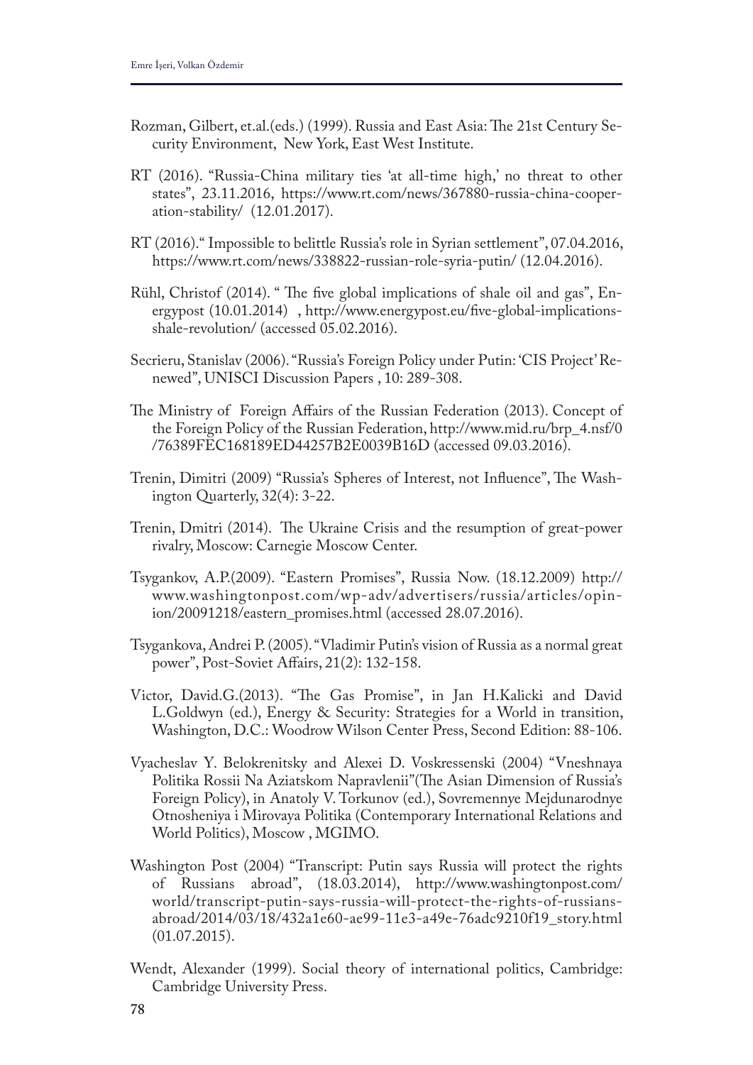Rozman, Gilbert, et.al.(eds.) (1999). Russia and East Asia: The 21st Century Security Environment, New York, East West Institute.

RT (2016). "Russia-China military ties 'at all-time high,' no threat to other states", 23.11.2016, https://www.rt.com/news/367880-russia-china-cooperation-stability/ (12.01.2017).

RT (2016)." Impossible to belittle Russia's role in Syrian settlement", 07.04.2016, https://www.rt.com/news/338822-russian-role-syria-putin/ (12.04.2016).

Rühl, Christof (2014). " The five global implications of shale oil and gas", Energypost (10.01.2014) , http://www.energypost.eu/five-global-implications-shale-revolution/ (accessed 05.02.2016).

Secrieru, Stanislav (2006). "Russia's Foreign Policy under Putin: 'CIS Project' Renewed", UNISCI Discussion Papers , 10: 289-308.

The Ministry of Foreign Affairs of the Russian Federation (2013). Concept of the Foreign Policy of the Russian Federation, http://www.mid.ru/brp_4.nsf/0/76389FEC168189ED44257B2E0039B16D (accessed 09.03.2016).

Trenin, Dimitri (2009) "Russia's Spheres of Interest, not Influence", The Washington Quarterly, 32(4): 3-22.

Trenin, Dmitri (2014). The Ukraine Crisis and the resumption of great-power rivalry, Moscow: Carnegie Moscow Center.

Tsygankov, A.P.(2009). "Eastern Promises", Russia Now. (18.12.2009) http://www.washingtonpost.com/wp-adv/advertisers/russia/articles/opinion/20091218/eastern_promises.html (accessed 28.07.2016).

Tsygankova, Andrei P. (2005). "Vladimir Putin's vision of Russia as a normal great power", Post-Soviet Affairs, 21(2): 132-158.

Victor, David.G.(2013). "The Gas Promise", in Jan H.Kalicki and David L.Goldwyn (ed.), Energy & Security: Strategies for a World in transition, Washington, D.C.: Woodrow Wilson Center Press, Second Edition: 88-106.

Vyacheslav Y. Belokrenitsky and Alexei D. Voskressenski (2004) "Vneshnaya Politika Rossii Na Aziatskom Napravlenii"(The Asian Dimension of Russia's Foreign Policy), in Anatoly V. Torkunov (ed.), Sovremennye Mejdunarodnye Otnosheniya i Mirovaya Politika (Contemporary International Relations and World Politics), Moscow , MGIMO.

Washington Post (2004) "Transcript: Putin says Russia will protect the rights of Russians abroad", (18.03.2014), http://www.washingtonpost.com/world/transcript-putin-says-russia-will-protect-the-rights-of-russians-abroad/2014/03/18/432a1e60-ae99-11e3-a49e-76adc9210f19_story.html (01.07.2015).

Wendt, Alexander (1999). Social theory of international politics, Cambridge: Cambridge University Press.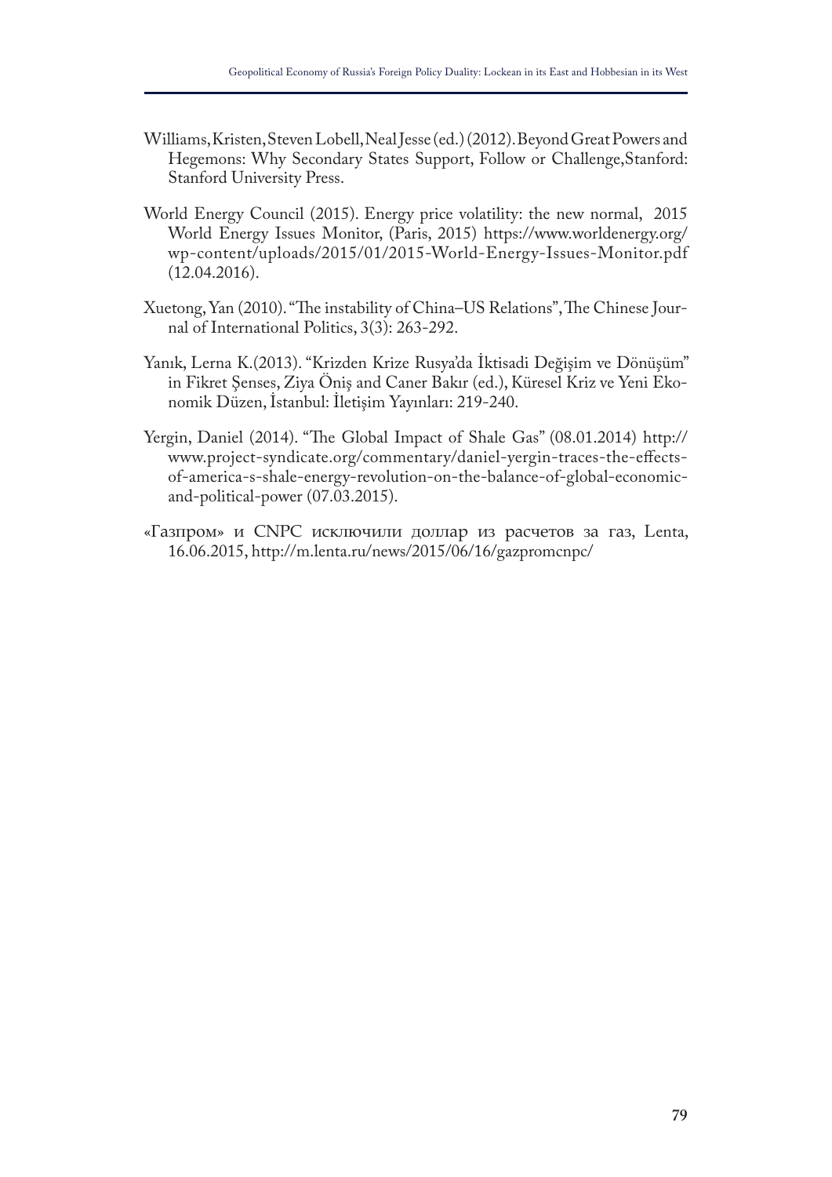Williams, Kristen, Steven Lobell, Neal Jesse (ed.) (2012). Beyond Great Powers and Hegemons: Why Secondary States Support, Follow or Challenge, Stanford: Stanford University Press.

World Energy Council (2015). Energy price volatility: the new normal, 2015 World Energy Issues Monitor, (Paris, 2015) https://www.worldenergy.org/wp-content/uploads/2015/01/2015-World-Energy-Issues-Monitor.pdf (12.04.2016).

Xuetong, Yan (2010). "The instability of China–US Relations", The Chinese Journal of International Politics, 3(3): 263-292.

Yanık, Lerna K.(2013). "Krizden Krize Rusya'da İktisadi Değişim ve Dönüşüm" in Fikret Şenses, Ziya Öniş and Caner Bakır (ed.), Küresel Kriz ve Yeni Ekonomik Düzen, İstanbul: İletişim Yayınları: 219-240.

Yergin, Daniel (2014). "The Global Impact of Shale Gas" (08.01.2014) http://www.project-syndicate.org/commentary/daniel-yergin-traces-the-effects-of-america-s-shale-energy-revolution-on-the-balance-of-global-economic-and-political-power (07.03.2015).

«Газпром» и CNPC исключили доллар из расчетов за газ, Lenta, 16.06.2015, http://m.lenta.ru/news/2015/06/16/gazpromcnpc/